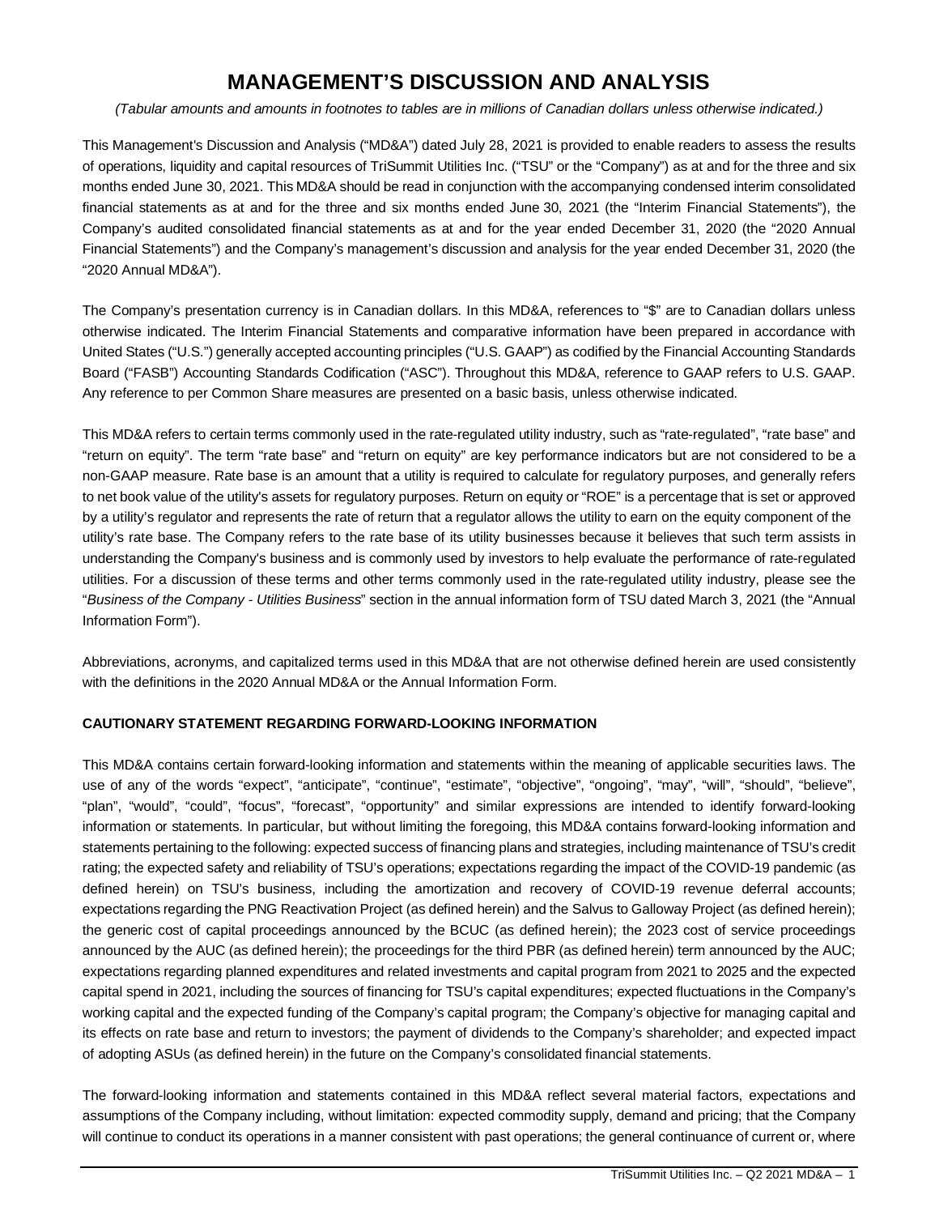# MANAGEMENT'S DISCUSSION AND ANALYSIS

*(Tabular amounts and amounts in footnotes to tables are in millions of Canadian dollars unless otherwise indicated.)*

This Management's Discussion and Analysis ("MD&A") dated July 28, 2021 is provided to enable readers to assess the results of operations, liquidity and capital resources of TriSummit Utilities Inc. ("TSU" or the "Company") as at and for the three and six months ended June 30, 2021. This MD&A should be read in conjunction with the accompanying condensed interim consolidated financial statements as at and for the three and six months ended June 30, 2021 (the "Interim Financial Statements"), the Company's audited consolidated financial statements as at and for the year ended December 31, 2020 (the "2020 Annual Financial Statements") and the Company's management's discussion and analysis for the year ended December 31, 2020 (the "2020 Annual MD&A").

The Company's presentation currency is in Canadian dollars. In this MD&A, references to "$" are to Canadian dollars unless otherwise indicated. The Interim Financial Statements and comparative information have been prepared in accordance with United States ("U.S.") generally accepted accounting principles ("U.S. GAAP") as codified by the Financial Accounting Standards Board ("FASB") Accounting Standards Codification ("ASC"). Throughout this MD&A, reference to GAAP refers to U.S. GAAP. Any reference to per Common Share measures are presented on a basic basis, unless otherwise indicated.

This MD&A refers to certain terms commonly used in the rate-regulated utility industry, such as "rate-regulated", "rate base" and "return on equity". The term "rate base" and "return on equity" are key performance indicators but are not considered to be a non-GAAP measure. Rate base is an amount that a utility is required to calculate for regulatory purposes, and generally refers to net book value of the utility's assets for regulatory purposes. Return on equity or "ROE" is a percentage that is set or approved by a utility's regulator and represents the rate of return that a regulator allows the utility to earn on the equity component of the utility's rate base. The Company refers to the rate base of its utility businesses because it believes that such term assists in understanding the Company's business and is commonly used by investors to help evaluate the performance of rate-regulated utilities. For a discussion of these terms and other terms commonly used in the rate-regulated utility industry, please see the "*Business of the Company - Utilities Business*" section in the annual information form of TSU dated March 3, 2021 (the "Annual Information Form").

Abbreviations, acronyms, and capitalized terms used in this MD&A that are not otherwise defined herein are used consistently with the definitions in the 2020 Annual MD&A or the Annual Information Form.

### CAUTIONARY STATEMENT REGARDING FORWARD-LOOKING INFORMATION

This MD&A contains certain forward-looking information and statements within the meaning of applicable securities laws. The use of any of the words "expect", "anticipate", "continue", "estimate", "objective", "ongoing", "may", "will", "should", "believe", "plan", "would", "could", "focus", "forecast", "opportunity" and similar expressions are intended to identify forward-looking information or statements. In particular, but without limiting the foregoing, this MD&A contains forward-looking information and statements pertaining to the following: expected success of financing plans and strategies, including maintenance of TSU's credit rating; the expected safety and reliability of TSU's operations; expectations regarding the impact of the COVID-19 pandemic (as defined herein) on TSU's business, including the amortization and recovery of COVID-19 revenue deferral accounts; expectations regarding the PNG Reactivation Project (as defined herein) and the Salvus to Galloway Project (as defined herein); the generic cost of capital proceedings announced by the BCUC (as defined herein); the 2023 cost of service proceedings announced by the AUC (as defined herein); the proceedings for the third PBR (as defined herein) term announced by the AUC; expectations regarding planned expenditures and related investments and capital program from 2021 to 2025 and the expected capital spend in 2021, including the sources of financing for TSU's capital expenditures; expected fluctuations in the Company's working capital and the expected funding of the Company's capital program; the Company's objective for managing capital and its effects on rate base and return to investors; the payment of dividends to the Company's shareholder; and expected impact of adopting ASUs (as defined herein) in the future on the Company's consolidated financial statements.

The forward-looking information and statements contained in this MD&A reflect several material factors, expectations and assumptions of the Company including, without limitation: expected commodity supply, demand and pricing; that the Company will continue to conduct its operations in a manner consistent with past operations; the general continuance of current or, where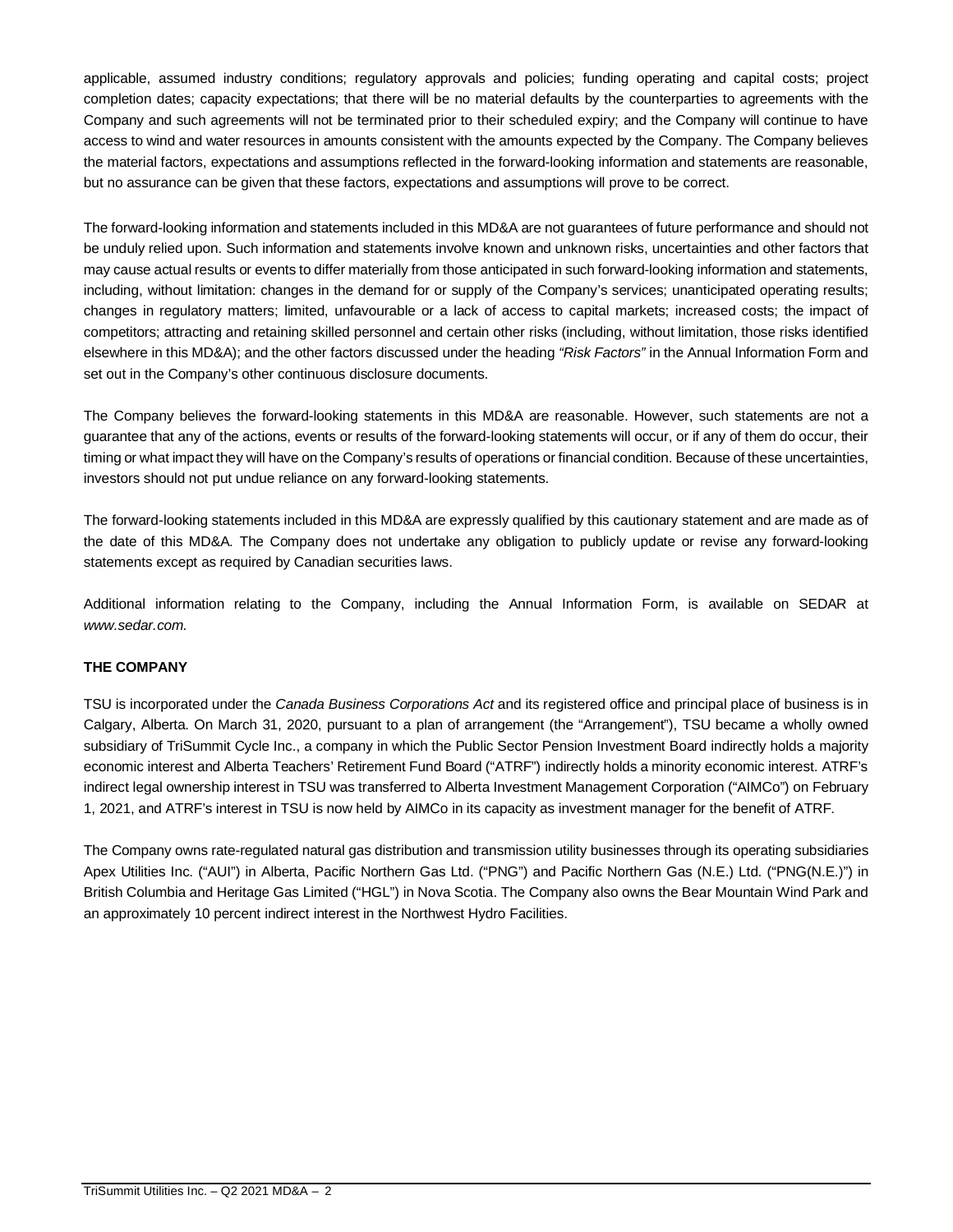applicable, assumed industry conditions; regulatory approvals and policies; funding operating and capital costs; project completion dates; capacity expectations; that there will be no material defaults by the counterparties to agreements with the Company and such agreements will not be terminated prior to their scheduled expiry; and the Company will continue to have access to wind and water resources in amounts consistent with the amounts expected by the Company. The Company believes the material factors, expectations and assumptions reflected in the forward-looking information and statements are reasonable, but no assurance can be given that these factors, expectations and assumptions will prove to be correct.

The forward-looking information and statements included in this MD&A are not guarantees of future performance and should not be unduly relied upon. Such information and statements involve known and unknown risks, uncertainties and other factors that may cause actual results or events to differ materially from those anticipated in such forward-looking information and statements, including, without limitation: changes in the demand for or supply of the Company's services; unanticipated operating results; changes in regulatory matters; limited, unfavourable or a lack of access to capital markets; increased costs; the impact of competitors; attracting and retaining skilled personnel and certain other risks (including, without limitation, those risks identified elsewhere in this MD&A); and the other factors discussed under the heading *"Risk Factors"* in the Annual Information Form and set out in the Company's other continuous disclosure documents.

The Company believes the forward-looking statements in this MD&A are reasonable. However, such statements are not a guarantee that any of the actions, events or results of the forward-looking statements will occur, or if any of them do occur, their timing or what impact they will have on the Company's results of operations or financial condition. Because of these uncertainties, investors should not put undue reliance on any forward-looking statements.

The forward-looking statements included in this MD&A are expressly qualified by this cautionary statement and are made as of the date of this MD&A. The Company does not undertake any obligation to publicly update or revise any forward-looking statements except as required by Canadian securities laws.

Additional information relating to the Company, including the Annual Information Form, is available on SEDAR at *www.sedar.com.*

**THE COMPANY**

TSU is incorporated under the *Canada Business Corporations Act* and its registered office and principal place of business is in Calgary, Alberta. On March 31, 2020, pursuant to a plan of arrangement (the "Arrangement"), TSU became a wholly owned subsidiary of TriSummit Cycle Inc., a company in which the Public Sector Pension Investment Board indirectly holds a majority economic interest and Alberta Teachers' Retirement Fund Board ("ATRF") indirectly holds a minority economic interest. ATRF's indirect legal ownership interest in TSU was transferred to Alberta Investment Management Corporation ("AIMCo") on February 1, 2021, and ATRF's interest in TSU is now held by AIMCo in its capacity as investment manager for the benefit of ATRF.

The Company owns rate-regulated natural gas distribution and transmission utility businesses through its operating subsidiaries Apex Utilities Inc. ("AUI") in Alberta, Pacific Northern Gas Ltd. ("PNG") and Pacific Northern Gas (N.E.) Ltd. ("PNG(N.E.)") in British Columbia and Heritage Gas Limited ("HGL") in Nova Scotia. The Company also owns the Bear Mountain Wind Park and an approximately 10 percent indirect interest in the Northwest Hydro Facilities.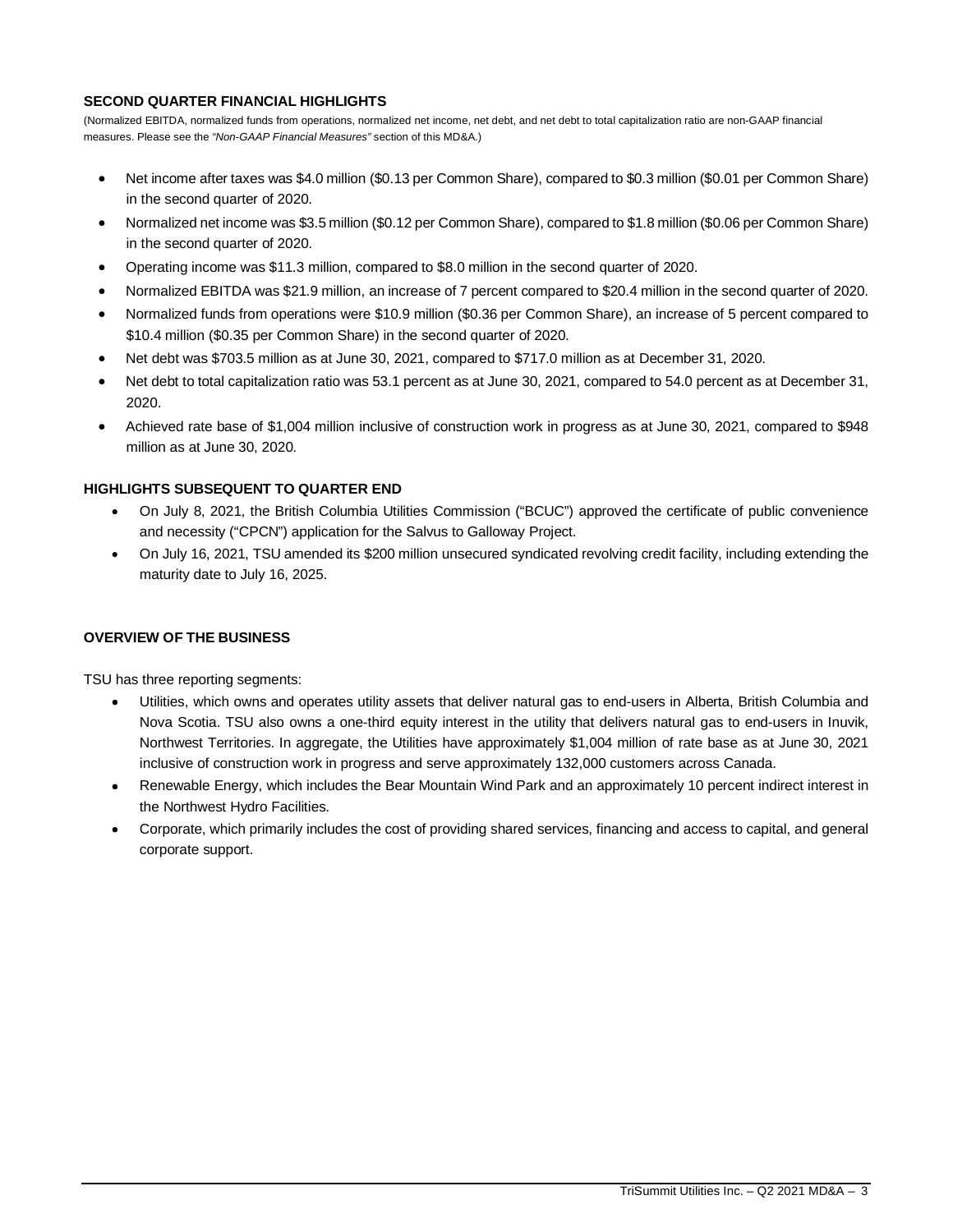## SECOND QUARTER FINANCIAL HIGHLIGHTS

(Normalized EBITDA, normalized funds from operations, normalized net income, net debt, and net debt to total capitalization ratio are non-GAAP financial measures. Please see the *"Non-GAAP Financial Measures"* section of this MD&A.)

- Net income after taxes was $4.0 million ($0.13 per Common Share), compared to $0.3 million ($0.01 per Common Share) in the second quarter of 2020.
- Normalized net income was $3.5 million ($0.12 per Common Share), compared to $1.8 million ($0.06 per Common Share) in the second quarter of 2020.
- Operating income was $11.3 million, compared to $8.0 million in the second quarter of 2020.
- Normalized EBITDA was $21.9 million, an increase of 7 percent compared to $20.4 million in the second quarter of 2020.
- Normalized funds from operations were $10.9 million ($0.36 per Common Share), an increase of 5 percent compared to $10.4 million ($0.35 per Common Share) in the second quarter of 2020.
- Net debt was $703.5 million as at June 30, 2021, compared to $717.0 million as at December 31, 2020.
- Net debt to total capitalization ratio was 53.1 percent as at June 30, 2021, compared to 54.0 percent as at December 31, 2020.
- Achieved rate base of $1,004 million inclusive of construction work in progress as at June 30, 2021, compared to $948 million as at June 30, 2020.

## HIGHLIGHTS SUBSEQUENT TO QUARTER END

- On July 8, 2021, the British Columbia Utilities Commission ("BCUC") approved the certificate of public convenience and necessity ("CPCN") application for the Salvus to Galloway Project.
- On July 16, 2021, TSU amended its $200 million unsecured syndicated revolving credit facility, including extending the maturity date to July 16, 2025.

## OVERVIEW OF THE BUSINESS

TSU has three reporting segments:

- Utilities, which owns and operates utility assets that deliver natural gas to end-users in Alberta, British Columbia and Nova Scotia. TSU also owns a one-third equity interest in the utility that delivers natural gas to end-users in Inuvik, Northwest Territories. In aggregate, the Utilities have approximately $1,004 million of rate base as at June 30, 2021 inclusive of construction work in progress and serve approximately 132,000 customers across Canada.
- Renewable Energy, which includes the Bear Mountain Wind Park and an approximately 10 percent indirect interest in the Northwest Hydro Facilities.
- Corporate, which primarily includes the cost of providing shared services, financing and access to capital, and general corporate support.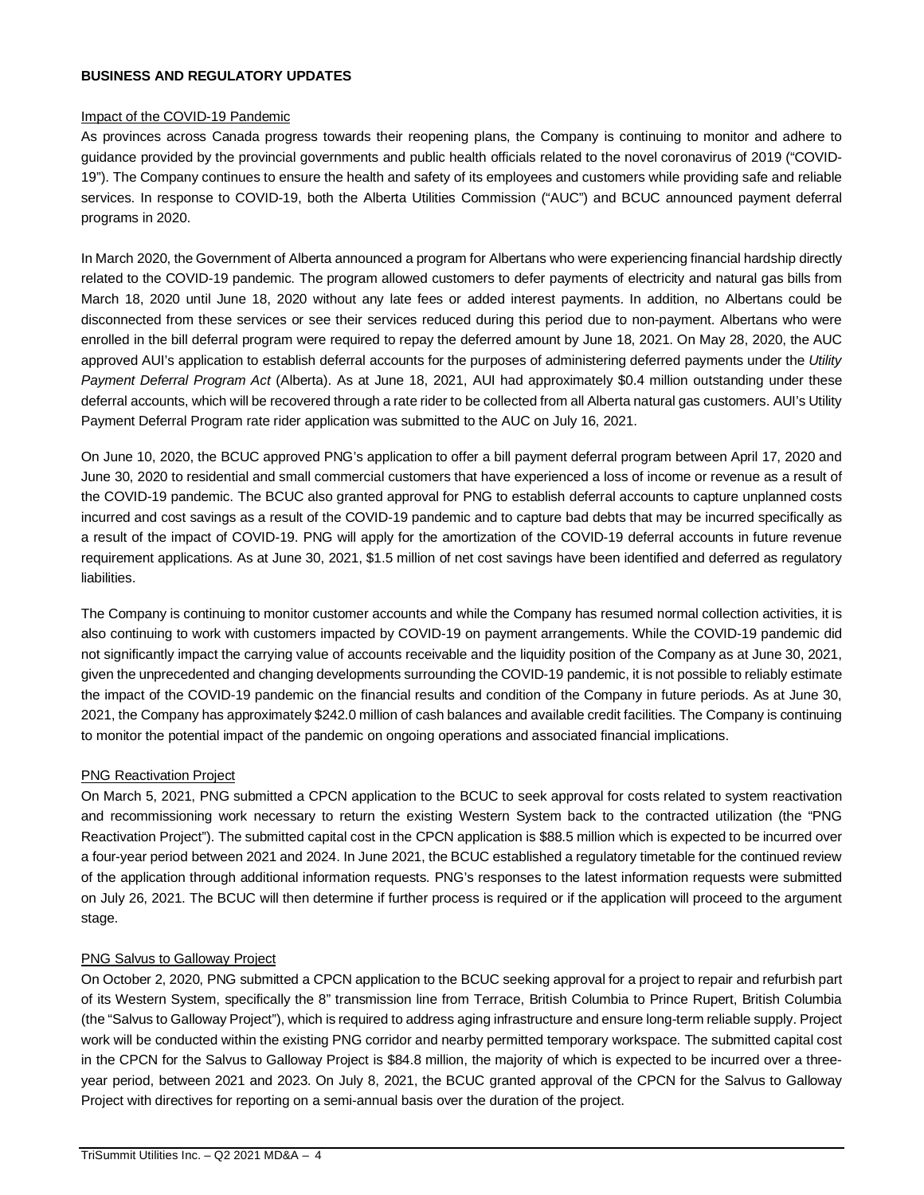**BUSINESS AND REGULATORY UPDATES**

Impact of the COVID-19 Pandemic

As provinces across Canada progress towards their reopening plans, the Company is continuing to monitor and adhere to guidance provided by the provincial governments and public health officials related to the novel coronavirus of 2019 ("COVID-19"). The Company continues to ensure the health and safety of its employees and customers while providing safe and reliable services. In response to COVID-19, both the Alberta Utilities Commission ("AUC") and BCUC announced payment deferral programs in 2020.

In March 2020, the Government of Alberta announced a program for Albertans who were experiencing financial hardship directly related to the COVID-19 pandemic. The program allowed customers to defer payments of electricity and natural gas bills from March 18, 2020 until June 18, 2020 without any late fees or added interest payments. In addition, no Albertans could be disconnected from these services or see their services reduced during this period due to non-payment. Albertans who were enrolled in the bill deferral program were required to repay the deferred amount by June 18, 2021. On May 28, 2020, the AUC approved AUI's application to establish deferral accounts for the purposes of administering deferred payments under the *Utility Payment Deferral Program Act* (Alberta). As at June 18, 2021, AUI had approximately $0.4 million outstanding under these deferral accounts, which will be recovered through a rate rider to be collected from all Alberta natural gas customers. AUI's Utility Payment Deferral Program rate rider application was submitted to the AUC on July 16, 2021.

On June 10, 2020, the BCUC approved PNG's application to offer a bill payment deferral program between April 17, 2020 and June 30, 2020 to residential and small commercial customers that have experienced a loss of income or revenue as a result of the COVID-19 pandemic. The BCUC also granted approval for PNG to establish deferral accounts to capture unplanned costs incurred and cost savings as a result of the COVID-19 pandemic and to capture bad debts that may be incurred specifically as a result of the impact of COVID-19. PNG will apply for the amortization of the COVID-19 deferral accounts in future revenue requirement applications. As at June 30, 2021, $1.5 million of net cost savings have been identified and deferred as regulatory liabilities.

The Company is continuing to monitor customer accounts and while the Company has resumed normal collection activities, it is also continuing to work with customers impacted by COVID-19 on payment arrangements. While the COVID-19 pandemic did not significantly impact the carrying value of accounts receivable and the liquidity position of the Company as at June 30, 2021, given the unprecedented and changing developments surrounding the COVID-19 pandemic, it is not possible to reliably estimate the impact of the COVID-19 pandemic on the financial results and condition of the Company in future periods. As at June 30, 2021, the Company has approximately $242.0 million of cash balances and available credit facilities. The Company is continuing to monitor the potential impact of the pandemic on ongoing operations and associated financial implications.

PNG Reactivation Project

On March 5, 2021, PNG submitted a CPCN application to the BCUC to seek approval for costs related to system reactivation and recommissioning work necessary to return the existing Western System back to the contracted utilization (the "PNG Reactivation Project"). The submitted capital cost in the CPCN application is $88.5 million which is expected to be incurred over a four-year period between 2021 and 2024. In June 2021, the BCUC established a regulatory timetable for the continued review of the application through additional information requests. PNG's responses to the latest information requests were submitted on July 26, 2021. The BCUC will then determine if further process is required or if the application will proceed to the argument stage.

PNG Salvus to Galloway Project

On October 2, 2020, PNG submitted a CPCN application to the BCUC seeking approval for a project to repair and refurbish part of its Western System, specifically the 8" transmission line from Terrace, British Columbia to Prince Rupert, British Columbia (the "Salvus to Galloway Project"), which is required to address aging infrastructure and ensure long-term reliable supply. Project work will be conducted within the existing PNG corridor and nearby permitted temporary workspace. The submitted capital cost in the CPCN for the Salvus to Galloway Project is $84.8 million, the majority of which is expected to be incurred over a three-year period, between 2021 and 2023. On July 8, 2021, the BCUC granted approval of the CPCN for the Salvus to Galloway Project with directives for reporting on a semi-annual basis over the duration of the project.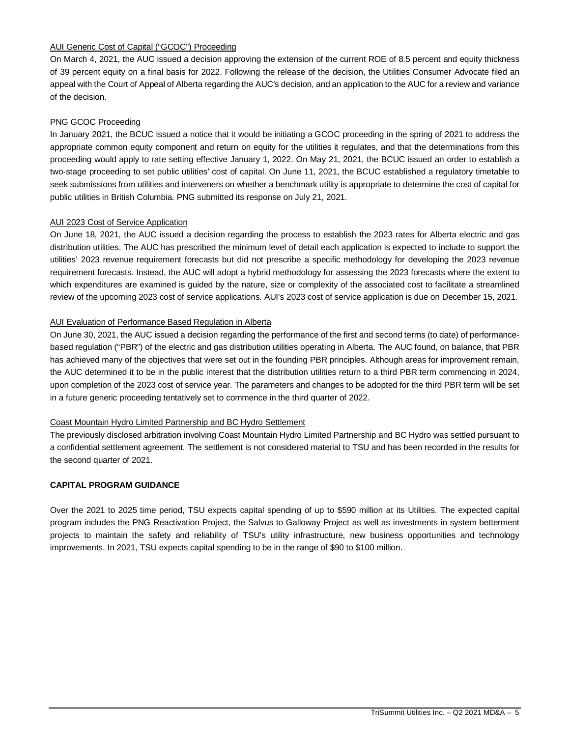AUI Generic Cost of Capital ("GCOC") Proceeding

On March 4, 2021, the AUC issued a decision approving the extension of the current ROE of 8.5 percent and equity thickness of 39 percent equity on a final basis for 2022. Following the release of the decision, the Utilities Consumer Advocate filed an appeal with the Court of Appeal of Alberta regarding the AUC's decision, and an application to the AUC for a review and variance of the decision.

PNG GCOC Proceeding

In January 2021, the BCUC issued a notice that it would be initiating a GCOC proceeding in the spring of 2021 to address the appropriate common equity component and return on equity for the utilities it regulates, and that the determinations from this proceeding would apply to rate setting effective January 1, 2022. On May 21, 2021, the BCUC issued an order to establish a two-stage proceeding to set public utilities' cost of capital. On June 11, 2021, the BCUC established a regulatory timetable to seek submissions from utilities and interveners on whether a benchmark utility is appropriate to determine the cost of capital for public utilities in British Columbia. PNG submitted its response on July 21, 2021.

AUI 2023 Cost of Service Application

On June 18, 2021, the AUC issued a decision regarding the process to establish the 2023 rates for Alberta electric and gas distribution utilities. The AUC has prescribed the minimum level of detail each application is expected to include to support the utilities' 2023 revenue requirement forecasts but did not prescribe a specific methodology for developing the 2023 revenue requirement forecasts. Instead, the AUC will adopt a hybrid methodology for assessing the 2023 forecasts where the extent to which expenditures are examined is guided by the nature, size or complexity of the associated cost to facilitate a streamlined review of the upcoming 2023 cost of service applications. AUI's 2023 cost of service application is due on December 15, 2021.

AUI Evaluation of Performance Based Regulation in Alberta

On June 30, 2021, the AUC issued a decision regarding the performance of the first and second terms (to date) of performance-based regulation ("PBR") of the electric and gas distribution utilities operating in Alberta. The AUC found, on balance, that PBR has achieved many of the objectives that were set out in the founding PBR principles. Although areas for improvement remain, the AUC determined it to be in the public interest that the distribution utilities return to a third PBR term commencing in 2024, upon completion of the 2023 cost of service year. The parameters and changes to be adopted for the third PBR term will be set in a future generic proceeding tentatively set to commence in the third quarter of 2022.

Coast Mountain Hydro Limited Partnership and BC Hydro Settlement

The previously disclosed arbitration involving Coast Mountain Hydro Limited Partnership and BC Hydro was settled pursuant to a confidential settlement agreement. The settlement is not considered material to TSU and has been recorded in the results for the second quarter of 2021.

## CAPITAL PROGRAM GUIDANCE

Over the 2021 to 2025 time period, TSU expects capital spending of up to $590 million at its Utilities. The expected capital program includes the PNG Reactivation Project, the Salvus to Galloway Project as well as investments in system betterment projects to maintain the safety and reliability of TSU's utility infrastructure, new business opportunities and technology improvements. In 2021, TSU expects capital spending to be in the range of $90 to $100 million.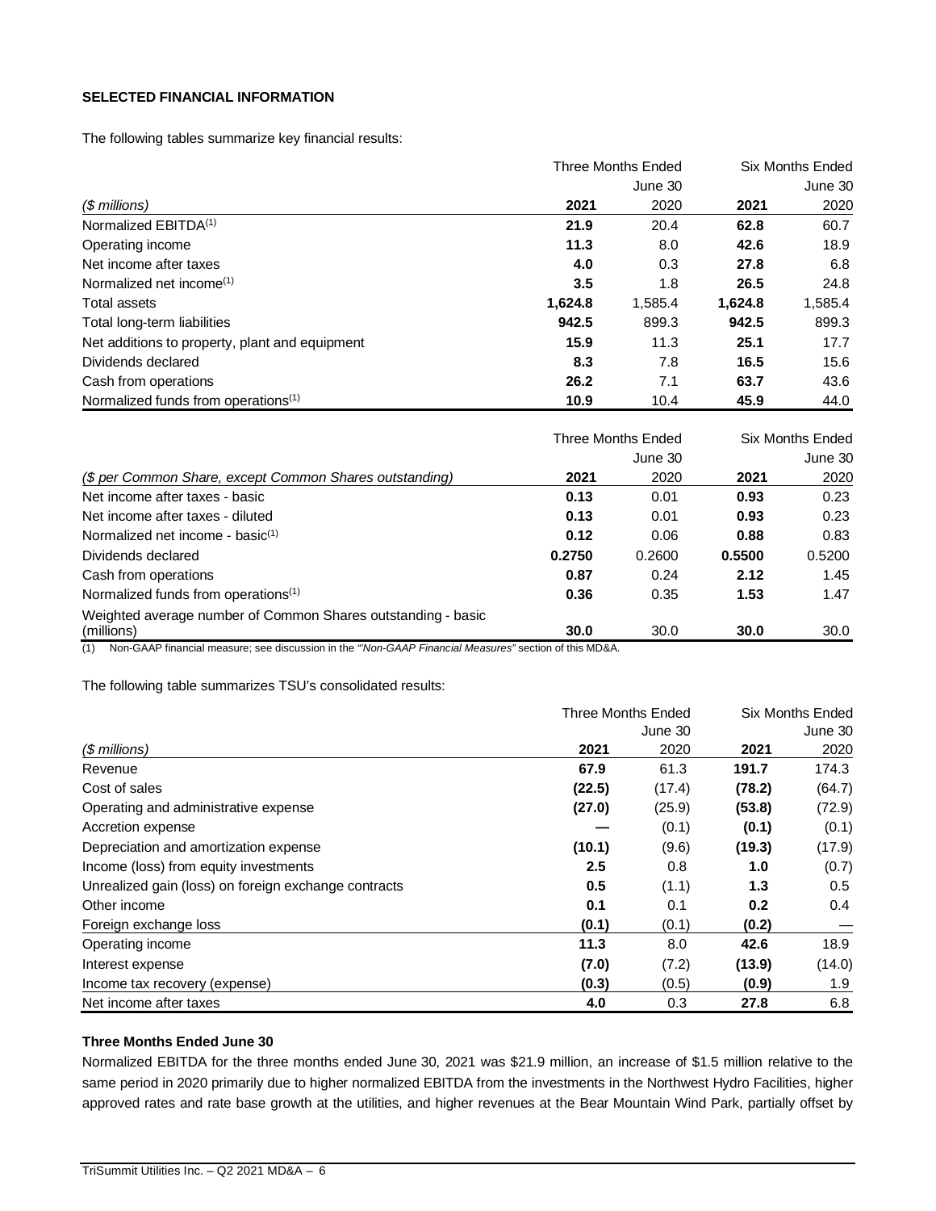**SELECTED FINANCIAL INFORMATION**

The following tables summarize key financial results:

| | Three Months Ended | | Six Months Ended | |
|---|---|---|---|---|
| | | June 30 | | June 30 |
| *($ millions)* | **2021** | 2020 | **2021** | 2020 |
| Normalized EBITDA[(1)] | **21.9** | 20.4 | **62.8** | 60.7 |
| Operating income | **11.3** | 8.0 | **42.6** | 18.9 |
| Net income after taxes | **4.0** | 0.3 | **27.8** | 6.8 |
| Normalized net income[(1)] | **3.5** | 1.8 | **26.5** | 24.8 |
| Total assets | **1,624.8** | 1,585.4 | **1,624.8** | 1,585.4 |
| Total long-term liabilities | **942.5** | 899.3 | **942.5** | 899.3 |
| Net additions to property, plant and equipment | **15.9** | 11.3 | **25.1** | 17.7 |
| Dividends declared | **8.3** | 7.8 | **16.5** | 15.6 |
| Cash from operations | **26.2** | 7.1 | **63.7** | 43.6 |
| Normalized funds from operations[(1)] | **10.9** | 10.4 | **45.9** | 44.0 |

| | Three Months Ended | | Six Months Ended | |
|---|---|---|---|---|
| | | June 30 | | June 30 |
| *($ per Common Share, except Common Shares outstanding)* | **2021** | 2020 | **2021** | 2020 |
| Net income after taxes - basic | **0.13** | 0.01 | **0.93** | 0.23 |
| Net income after taxes - diluted | **0.13** | 0.01 | **0.93** | 0.23 |
| Normalized net income - basic[(1)] | **0.12** | 0.06 | **0.88** | 0.83 |
| Dividends declared | **0.2750** | 0.2600 | **0.5500** | 0.5200 |
| Cash from operations | **0.87** | 0.24 | **2.12** | 1.45 |
| Normalized funds from operations[(1)] | **0.36** | 0.35 | **1.53** | 1.47 |
| Weighted average number of Common Shares outstanding - basic (millions) | **30.0** | 30.0 | **30.0** | 30.0 |

(1) Non-GAAP financial measure; see discussion in the *"Non-GAAP Financial Measures"* section of this MD&A.

The following table summarizes TSU's consolidated results:

| | Three Months Ended | | Six Months Ended | |
|---|---|---|---|---|
| | | June 30 | | June 30 |
| *($ millions)* | **2021** | 2020 | **2021** | 2020 |
| Revenue | **67.9** | 61.3 | **191.7** | 174.3 |
| Cost of sales | **(22.5)** | (17.4) | **(78.2)** | (64.7) |
| Operating and administrative expense | **(27.0)** | (25.9) | **(53.8)** | (72.9) |
| Accretion expense | **—** | (0.1) | **(0.1)** | (0.1) |
| Depreciation and amortization expense | **(10.1)** | (9.6) | **(19.3)** | (17.9) |
| Income (loss) from equity investments | **2.5** | 0.8 | **1.0** | (0.7) |
| Unrealized gain (loss) on foreign exchange contracts | **0.5** | (1.1) | **1.3** | 0.5 |
| Other income | **0.1** | 0.1 | **0.2** | 0.4 |
| Foreign exchange loss | **(0.1)** | (0.1) | **(0.2)** | — |
| Operating income | **11.3** | 8.0 | **42.6** | 18.9 |
| Interest expense | **(7.0)** | (7.2) | **(13.9)** | (14.0) |
| Income tax recovery (expense) | **(0.3)** | (0.5) | **(0.9)** | 1.9 |
| Net income after taxes | **4.0** | 0.3 | **27.8** | 6.8 |

**Three Months Ended June 30**

Normalized EBITDA for the three months ended June 30, 2021 was $21.9 million, an increase of $1.5 million relative to the same period in 2020 primarily due to higher normalized EBITDA from the investments in the Northwest Hydro Facilities, higher approved rates and rate base growth at the utilities, and higher revenues at the Bear Mountain Wind Park, partially offset by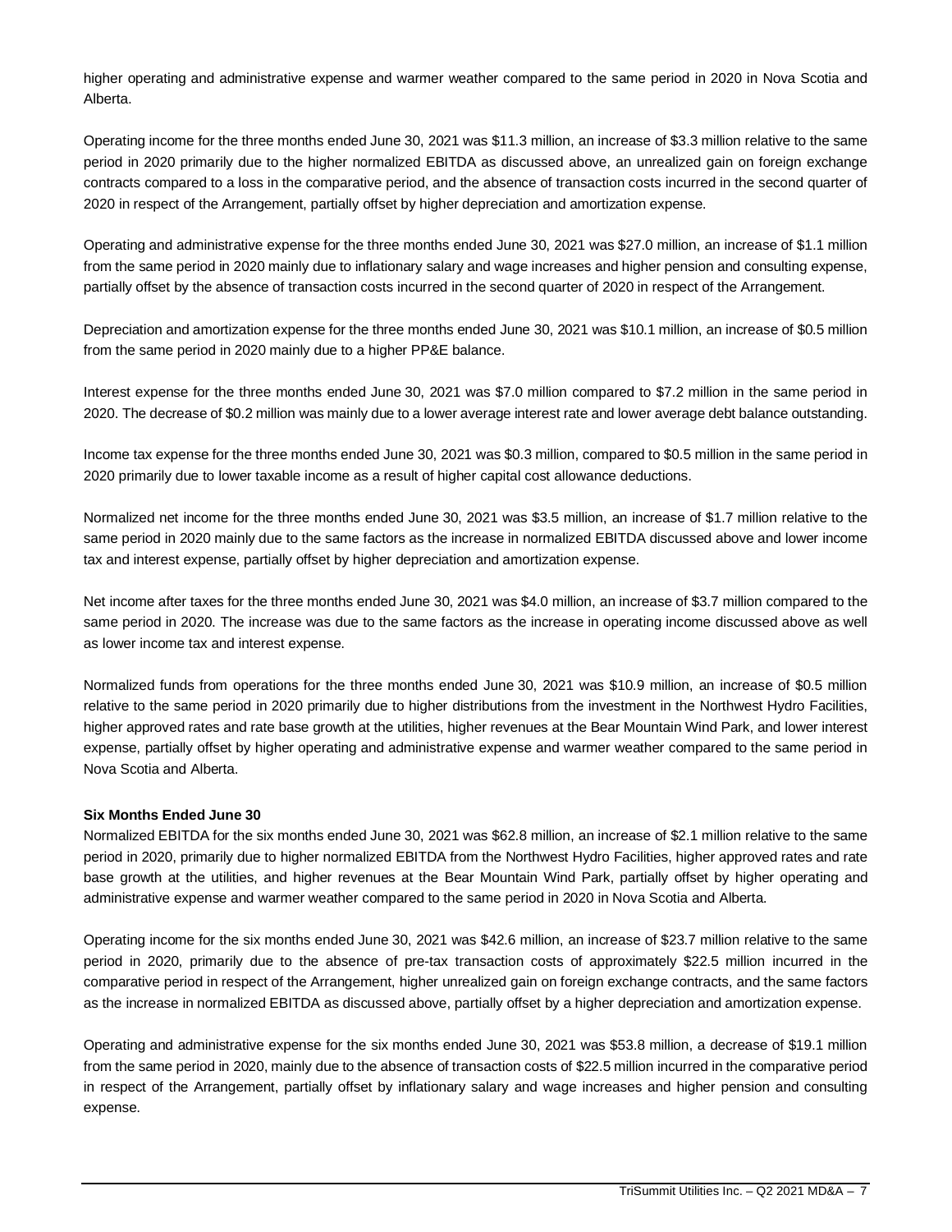higher operating and administrative expense and warmer weather compared to the same period in 2020 in Nova Scotia and Alberta.

Operating income for the three months ended June 30, 2021 was $11.3 million, an increase of $3.3 million relative to the same period in 2020 primarily due to the higher normalized EBITDA as discussed above, an unrealized gain on foreign exchange contracts compared to a loss in the comparative period, and the absence of transaction costs incurred in the second quarter of 2020 in respect of the Arrangement, partially offset by higher depreciation and amortization expense.

Operating and administrative expense for the three months ended June 30, 2021 was $27.0 million, an increase of $1.1 million from the same period in 2020 mainly due to inflationary salary and wage increases and higher pension and consulting expense, partially offset by the absence of transaction costs incurred in the second quarter of 2020 in respect of the Arrangement.

Depreciation and amortization expense for the three months ended June 30, 2021 was $10.1 million, an increase of $0.5 million from the same period in 2020 mainly due to a higher PP&E balance.

Interest expense for the three months ended June 30, 2021 was $7.0 million compared to $7.2 million in the same period in 2020. The decrease of $0.2 million was mainly due to a lower average interest rate and lower average debt balance outstanding.

Income tax expense for the three months ended June 30, 2021 was $0.3 million, compared to $0.5 million in the same period in 2020 primarily due to lower taxable income as a result of higher capital cost allowance deductions.

Normalized net income for the three months ended June 30, 2021 was $3.5 million, an increase of $1.7 million relative to the same period in 2020 mainly due to the same factors as the increase in normalized EBITDA discussed above and lower income tax and interest expense, partially offset by higher depreciation and amortization expense.

Net income after taxes for the three months ended June 30, 2021 was $4.0 million, an increase of $3.7 million compared to the same period in 2020. The increase was due to the same factors as the increase in operating income discussed above as well as lower income tax and interest expense.

Normalized funds from operations for the three months ended June 30, 2021 was $10.9 million, an increase of $0.5 million relative to the same period in 2020 primarily due to higher distributions from the investment in the Northwest Hydro Facilities, higher approved rates and rate base growth at the utilities, higher revenues at the Bear Mountain Wind Park, and lower interest expense, partially offset by higher operating and administrative expense and warmer weather compared to the same period in Nova Scotia and Alberta.

**Six Months Ended June 30**

Normalized EBITDA for the six months ended June 30, 2021 was $62.8 million, an increase of $2.1 million relative to the same period in 2020, primarily due to higher normalized EBITDA from the Northwest Hydro Facilities, higher approved rates and rate base growth at the utilities, and higher revenues at the Bear Mountain Wind Park, partially offset by higher operating and administrative expense and warmer weather compared to the same period in 2020 in Nova Scotia and Alberta.

Operating income for the six months ended June 30, 2021 was $42.6 million, an increase of $23.7 million relative to the same period in 2020, primarily due to the absence of pre-tax transaction costs of approximately $22.5 million incurred in the comparative period in respect of the Arrangement, higher unrealized gain on foreign exchange contracts, and the same factors as the increase in normalized EBITDA as discussed above, partially offset by a higher depreciation and amortization expense.

Operating and administrative expense for the six months ended June 30, 2021 was $53.8 million, a decrease of $19.1 million from the same period in 2020, mainly due to the absence of transaction costs of $22.5 million incurred in the comparative period in respect of the Arrangement, partially offset by inflationary salary and wage increases and higher pension and consulting expense.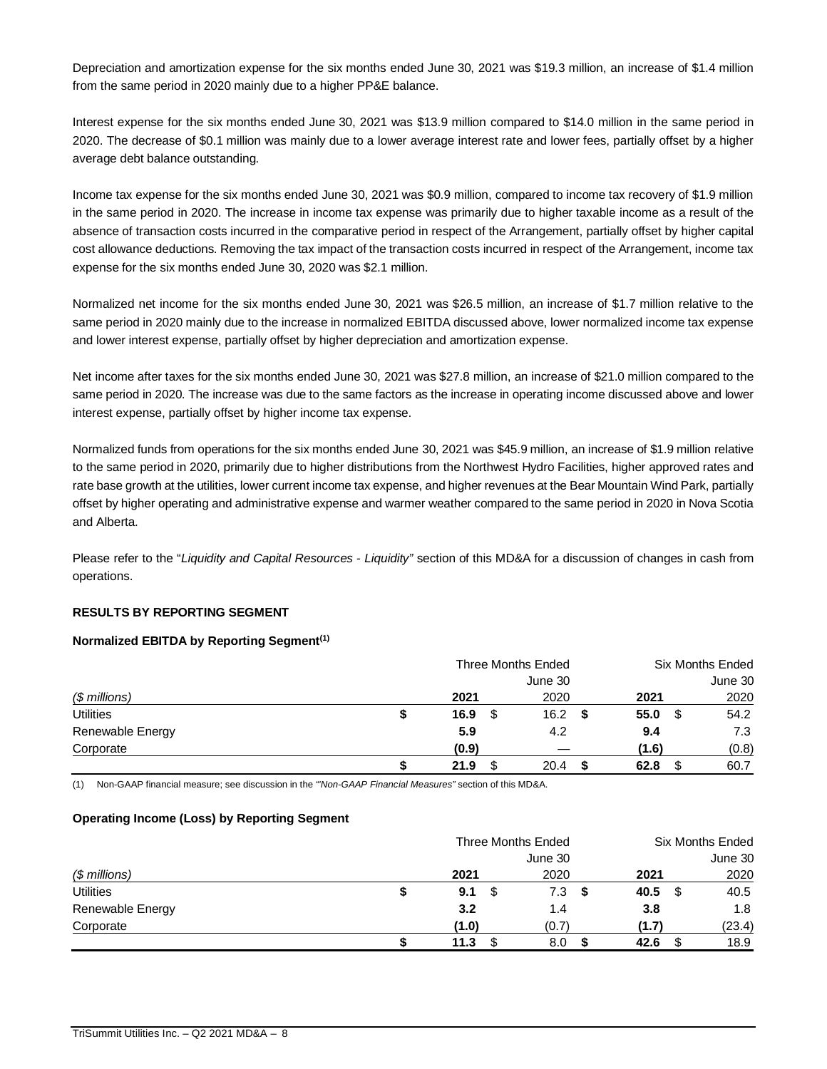Depreciation and amortization expense for the six months ended June 30, 2021 was $19.3 million, an increase of $1.4 million from the same period in 2020 mainly due to a higher PP&E balance.

Interest expense for the six months ended June 30, 2021 was $13.9 million compared to $14.0 million in the same period in 2020. The decrease of $0.1 million was mainly due to a lower average interest rate and lower fees, partially offset by a higher average debt balance outstanding.

Income tax expense for the six months ended June 30, 2021 was $0.9 million, compared to income tax recovery of $1.9 million in the same period in 2020. The increase in income tax expense was primarily due to higher taxable income as a result of the absence of transaction costs incurred in the comparative period in respect of the Arrangement, partially offset by higher capital cost allowance deductions. Removing the tax impact of the transaction costs incurred in respect of the Arrangement, income tax expense for the six months ended June 30, 2020 was $2.1 million.

Normalized net income for the six months ended June 30, 2021 was $26.5 million, an increase of $1.7 million relative to the same period in 2020 mainly due to the increase in normalized EBITDA discussed above, lower normalized income tax expense and lower interest expense, partially offset by higher depreciation and amortization expense.

Net income after taxes for the six months ended June 30, 2021 was $27.8 million, an increase of $21.0 million compared to the same period in 2020. The increase was due to the same factors as the increase in operating income discussed above and lower interest expense, partially offset by higher income tax expense.

Normalized funds from operations for the six months ended June 30, 2021 was $45.9 million, an increase of $1.9 million relative to the same period in 2020, primarily due to higher distributions from the Northwest Hydro Facilities, higher approved rates and rate base growth at the utilities, lower current income tax expense, and higher revenues at the Bear Mountain Wind Park, partially offset by higher operating and administrative expense and warmer weather compared to the same period in 2020 in Nova Scotia and Alberta.

Please refer to the "*Liquidity and Capital Resources - Liquidity*" section of this MD&A for a discussion of changes in cash from operations.

## RESULTS BY REPORTING SEGMENT

### Normalized EBITDA by Reporting Segment[1]

| | Three Months Ended June 30 | | Six Months Ended June 30 | |
|---|---|---|---|---|
| *($ millions)* | **2021** | 2020 | **2021** | 2020 |
| Utilities | **$ 16.9** | $ 16.2 | **$ 55.0** | $ 54.2 |
| Renewable Energy | **5.9** | 4.2 | **9.4** | 7.3 |
| Corporate | **(0.9)** | — | **(1.6)** | (0.8) |
| | **$ 21.9** | $ 20.4 | **$ 62.8** | $ 60.7 |

(1) Non-GAAP financial measure; see discussion in the "*Non-GAAP Financial Measures*" section of this MD&A.

### Operating Income (Loss) by Reporting Segment

| | Three Months Ended June 30 | | Six Months Ended June 30 | |
|---|---|---|---|---|
| *($ millions)* | **2021** | 2020 | **2021** | 2020 |
| Utilities | **$ 9.1** | $ 7.3 | **$ 40.5** | $ 40.5 |
| Renewable Energy | **3.2** | 1.4 | **3.8** | 1.8 |
| Corporate | **(1.0)** | (0.7) | **(1.7)** | (23.4) |
| | **$ 11.3** | $ 8.0 | **$ 42.6** | $ 18.9 |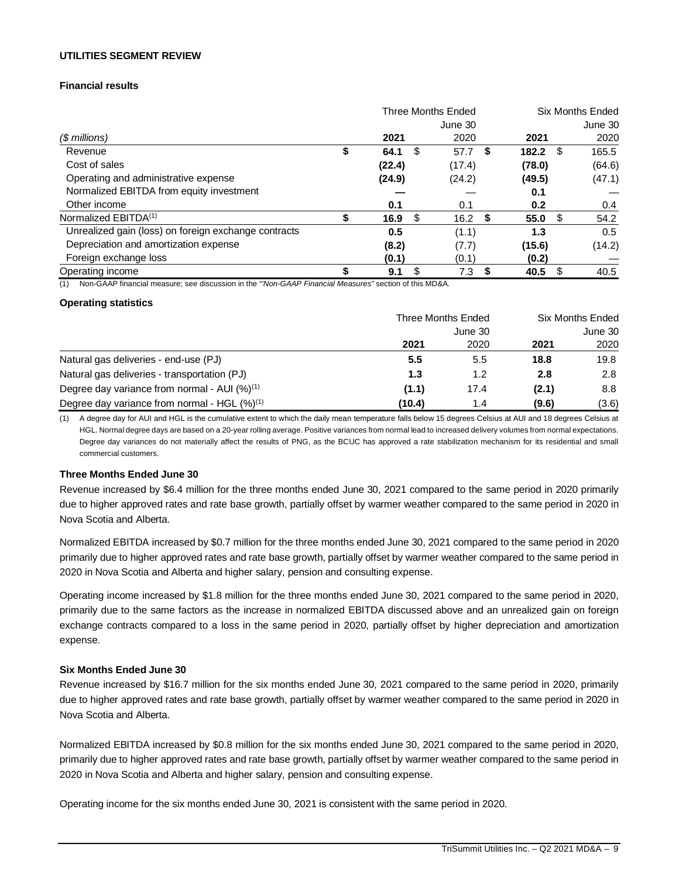**UTILITIES SEGMENT REVIEW**

**Financial results**

| | Three Months Ended | | Six Months Ended | |
|---|---|---|---|---|
| | | June 30 | | June 30 |
| *($ millions)* | **2021** | 2020 | **2021** | 2020 |
| Revenue | **$ 64.1** | $ 57.7 | **$ 182.2** | $ 165.5 |
| Cost of sales | **(22.4)** | (17.4) | **(78.0)** | (64.6) |
| Operating and administrative expense | **(24.9)** | (24.2) | **(49.5)** | (47.1) |
| Normalized EBITDA from equity investment | **—** | — | **0.1** | — |
| Other income | **0.1** | 0.1 | **0.2** | 0.4 |
| Normalized EBITDA[(1)] | **$ 16.9** | $ 16.2 | **$ 55.0** | $ 54.2 |
| Unrealized gain (loss) on foreign exchange contracts | **0.5** | (1.1) | **1.3** | 0.5 |
| Depreciation and amortization expense | **(8.2)** | (7.7) | **(15.6)** | (14.2) |
| Foreign exchange loss | **(0.1)** | (0.1) | **(0.2)** | — |
| Operating income | **$ 9.1** | $ 7.3 | **$ 40.5** | $ 40.5 |

(1) Non-GAAP financial measure; see discussion in the "*Non-GAAP Financial Measures*" section of this MD&A.

**Operating statistics**

| | Three Months Ended | | Six Months Ended | |
|---|---|---|---|---|
| | | June 30 | | June 30 |
| | **2021** | 2020 | **2021** | 2020 |
| Natural gas deliveries - end-use (PJ) | **5.5** | 5.5 | **18.8** | 19.8 |
| Natural gas deliveries - transportation (PJ) | **1.3** | 1.2 | **2.8** | 2.8 |
| Degree day variance from normal - AUI (%)[(1)] | **(1.1)** | 17.4 | **(2.1)** | 8.8 |
| Degree day variance from normal - HGL (%)[(1)] | **(10.4)** | 1.4 | **(9.6)** | (3.6) |

(1) A degree day for AUI and HGL is the cumulative extent to which the daily mean temperature falls below 15 degrees Celsius at AUI and 18 degrees Celsius at HGL. Normal degree days are based on a 20-year rolling average. Positive variances from normal lead to increased delivery volumes from normal expectations. Degree day variances do not materially affect the results of PNG, as the BCUC has approved a rate stabilization mechanism for its residential and small commercial customers.

**Three Months Ended June 30**

Revenue increased by $6.4 million for the three months ended June 30, 2021 compared to the same period in 2020 primarily due to higher approved rates and rate base growth, partially offset by warmer weather compared to the same period in 2020 in Nova Scotia and Alberta.

Normalized EBITDA increased by $0.7 million for the three months ended June 30, 2021 compared to the same period in 2020 primarily due to higher approved rates and rate base growth, partially offset by warmer weather compared to the same period in 2020 in Nova Scotia and Alberta and higher salary, pension and consulting expense.

Operating income increased by $1.8 million for the three months ended June 30, 2021 compared to the same period in 2020, primarily due to the same factors as the increase in normalized EBITDA discussed above and an unrealized gain on foreign exchange contracts compared to a loss in the same period in 2020, partially offset by higher depreciation and amortization expense.

**Six Months Ended June 30**

Revenue increased by $16.7 million for the six months ended June 30, 2021 compared to the same period in 2020, primarily due to higher approved rates and rate base growth, partially offset by warmer weather compared to the same period in 2020 in Nova Scotia and Alberta.

Normalized EBITDA increased by $0.8 million for the six months ended June 30, 2021 compared to the same period in 2020, primarily due to higher approved rates and rate base growth, partially offset by warmer weather compared to the same period in 2020 in Nova Scotia and Alberta and higher salary, pension and consulting expense.

Operating income for the six months ended June 30, 2021 is consistent with the same period in 2020.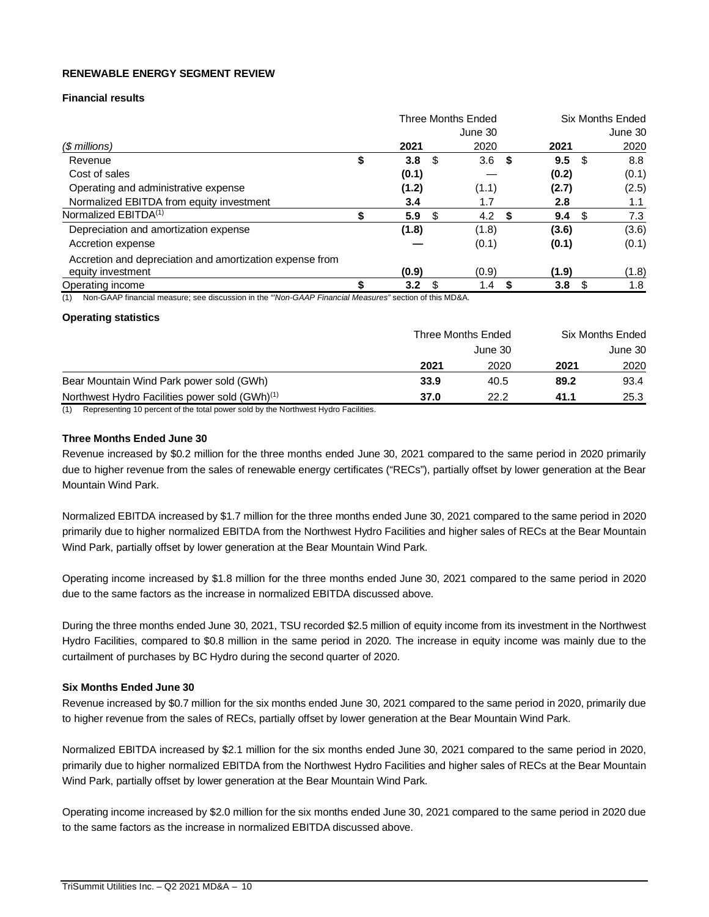**RENEWABLE ENERGY SEGMENT REVIEW**

**Financial results**

| ($ millions) | Three Months Ended June 30 2021 | 2020 | Six Months Ended June 30 2021 | 2020 |
|---|---|---|---|---|
| Revenue | $ **3.8** | $ 3.6 | $ **9.5** | $ 8.8 |
| Cost of sales | **(0.1)** | — | **(0.2)** | (0.1) |
| Operating and administrative expense | **(1.2)** | (1.1) | **(2.7)** | (2.5) |
| Normalized EBITDA from equity investment | **3.4** | 1.7 | **2.8** | 1.1 |
| Normalized EBITDA[(1)] | $ **5.9** | $ 4.2 | $ **9.4** | $ 7.3 |
| Depreciation and amortization expense | **(1.8)** | (1.8) | **(3.6)** | (3.6) |
| Accretion expense | **—** | (0.1) | **(0.1)** | (0.1) |
| Accretion and depreciation and amortization expense from equity investment | **(0.9)** | (0.9) | **(1.9)** | (1.8) |
| Operating income | $ **3.2** | $ 1.4 | $ **3.8** | $ 1.8 |

(1) Non-GAAP financial measure; see discussion in the *"Non-GAAP Financial Measures"* section of this MD&A.

**Operating statistics**

| | Three Months Ended June 30 2021 | 2020 | Six Months Ended June 30 2021 | 2020 |
|---|---|---|---|---|
| Bear Mountain Wind Park power sold (GWh) | **33.9** | 40.5 | **89.2** | 93.4 |
| Northwest Hydro Facilities power sold (GWh)[(1)] | **37.0** | 22.2 | **41.1** | 25.3 |

(1) Representing 10 percent of the total power sold by the Northwest Hydro Facilities.

**Three Months Ended June 30**

Revenue increased by $0.2 million for the three months ended June 30, 2021 compared to the same period in 2020 primarily due to higher revenue from the sales of renewable energy certificates ("RECs"), partially offset by lower generation at the Bear Mountain Wind Park.

Normalized EBITDA increased by $1.7 million for the three months ended June 30, 2021 compared to the same period in 2020 primarily due to higher normalized EBITDA from the Northwest Hydro Facilities and higher sales of RECs at the Bear Mountain Wind Park, partially offset by lower generation at the Bear Mountain Wind Park.

Operating income increased by $1.8 million for the three months ended June 30, 2021 compared to the same period in 2020 due to the same factors as the increase in normalized EBITDA discussed above.

During the three months ended June 30, 2021, TSU recorded $2.5 million of equity income from its investment in the Northwest Hydro Facilities, compared to $0.8 million in the same period in 2020. The increase in equity income was mainly due to the curtailment of purchases by BC Hydro during the second quarter of 2020.

**Six Months Ended June 30**

Revenue increased by $0.7 million for the six months ended June 30, 2021 compared to the same period in 2020, primarily due to higher revenue from the sales of RECs, partially offset by lower generation at the Bear Mountain Wind Park.

Normalized EBITDA increased by $2.1 million for the six months ended June 30, 2021 compared to the same period in 2020, primarily due to higher normalized EBITDA from the Northwest Hydro Facilities and higher sales of RECs at the Bear Mountain Wind Park, partially offset by lower generation at the Bear Mountain Wind Park.

Operating income increased by $2.0 million for the six months ended June 30, 2021 compared to the same period in 2020 due to the same factors as the increase in normalized EBITDA discussed above.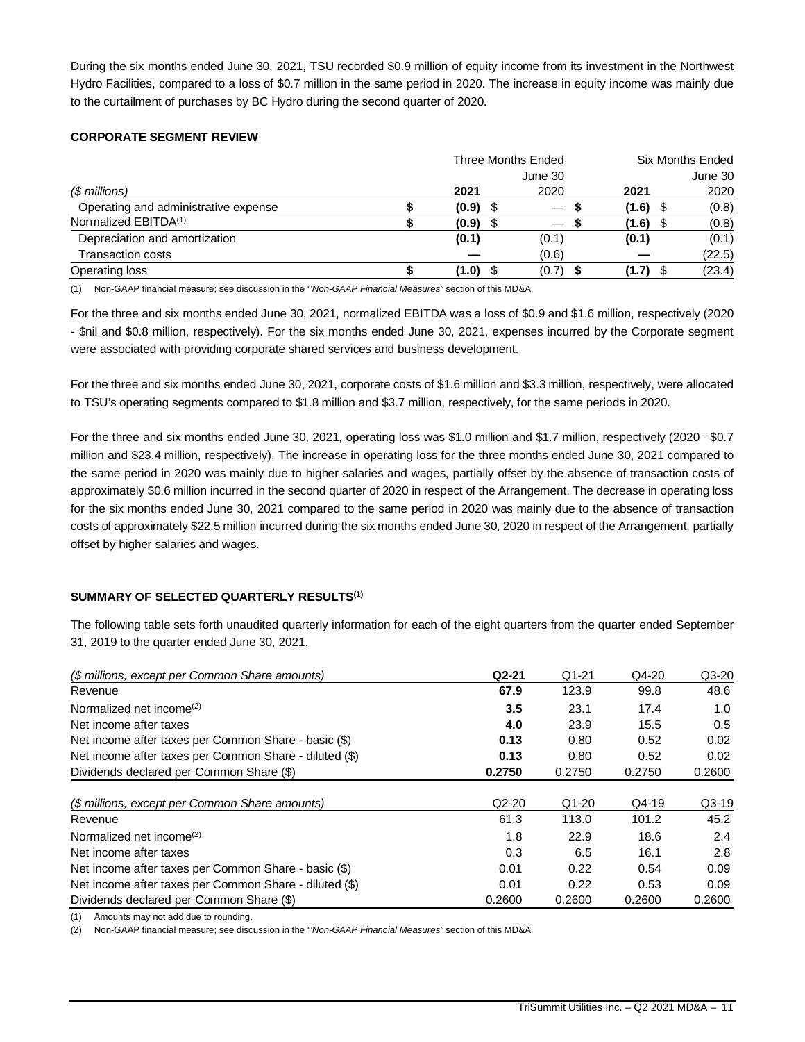During the six months ended June 30, 2021, TSU recorded $0.9 million of equity income from its investment in the Northwest Hydro Facilities, compared to a loss of $0.7 million in the same period in 2020. The increase in equity income was mainly due to the curtailment of purchases by BC Hydro during the second quarter of 2020.

**CORPORATE SEGMENT REVIEW**

| | Three Months Ended June 30 | | Six Months Ended June 30 | |
|---|---|---|---|---|
| *($ millions)* | **2021** | 2020 | **2021** | 2020 |
| Operating and administrative expense | **$ (0.9)** | $ — | **$ (1.6)** | $ (0.8) |
| Normalized EBITDA[(1)] | **$ (0.9)** | $ — | **$ (1.6)** | $ (0.8) |
| Depreciation and amortization | **(0.1)** | (0.1) | **(0.1)** | (0.1) |
| Transaction costs | **—** | (0.6) | **—** | (22.5) |
| Operating loss | **$ (1.0)** | $ (0.7) | **$ (1.7)** | $ (23.4) |

(1) Non-GAAP financial measure; see discussion in the *"Non-GAAP Financial Measures"* section of this MD&A.

For the three and six months ended June 30, 2021, normalized EBITDA was a loss of $0.9 and $1.6 million, respectively (2020 - $nil and $0.8 million, respectively). For the six months ended June 30, 2021, expenses incurred by the Corporate segment were associated with providing corporate shared services and business development.

For the three and six months ended June 30, 2021, corporate costs of $1.6 million and $3.3 million, respectively, were allocated to TSU's operating segments compared to $1.8 million and $3.7 million, respectively, for the same periods in 2020.

For the three and six months ended June 30, 2021, operating loss was $1.0 million and $1.7 million, respectively (2020 - $0.7 million and $23.4 million, respectively). The increase in operating loss for the three months ended June 30, 2021 compared to the same period in 2020 was mainly due to higher salaries and wages, partially offset by the absence of transaction costs of approximately $0.6 million incurred in the second quarter of 2020 in respect of the Arrangement. The decrease in operating loss for the six months ended June 30, 2021 compared to the same period in 2020 was mainly due to the absence of transaction costs of approximately $22.5 million incurred during the six months ended June 30, 2020 in respect of the Arrangement, partially offset by higher salaries and wages.

**SUMMARY OF SELECTED QUARTERLY RESULTS[(1)]**

The following table sets forth unaudited quarterly information for each of the eight quarters from the quarter ended September 31, 2019 to the quarter ended June 30, 2021.

| *($ millions, except per Common Share amounts)* | **Q2-21** | Q1-21 | Q4-20 | Q3-20 |
|---|---|---|---|---|
| Revenue | **67.9** | 123.9 | 99.8 | 48.6 |
| Normalized net income[(2)] | **3.5** | 23.1 | 17.4 | 1.0 |
| Net income after taxes | **4.0** | 23.9 | 15.5 | 0.5 |
| Net income after taxes per Common Share - basic ($) | **0.13** | 0.80 | 0.52 | 0.02 |
| Net income after taxes per Common Share - diluted ($) | **0.13** | 0.80 | 0.52 | 0.02 |
| Dividends declared per Common Share ($) | **0.2750** | 0.2750 | 0.2750 | 0.2600 |

| *($ millions, except per Common Share amounts)* | Q2-20 | Q1-20 | Q4-19 | Q3-19 |
|---|---|---|---|---|
| Revenue | 61.3 | 113.0 | 101.2 | 45.2 |
| Normalized net income[(2)] | 1.8 | 22.9 | 18.6 | 2.4 |
| Net income after taxes | 0.3 | 6.5 | 16.1 | 2.8 |
| Net income after taxes per Common Share - basic ($) | 0.01 | 0.22 | 0.54 | 0.09 |
| Net income after taxes per Common Share - diluted ($) | 0.01 | 0.22 | 0.53 | 0.09 |
| Dividends declared per Common Share ($) | 0.2600 | 0.2600 | 0.2600 | 0.2600 |

(1) Amounts may not add due to rounding.

(2) Non-GAAP financial measure; see discussion in the *"Non-GAAP Financial Measures"* section of this MD&A.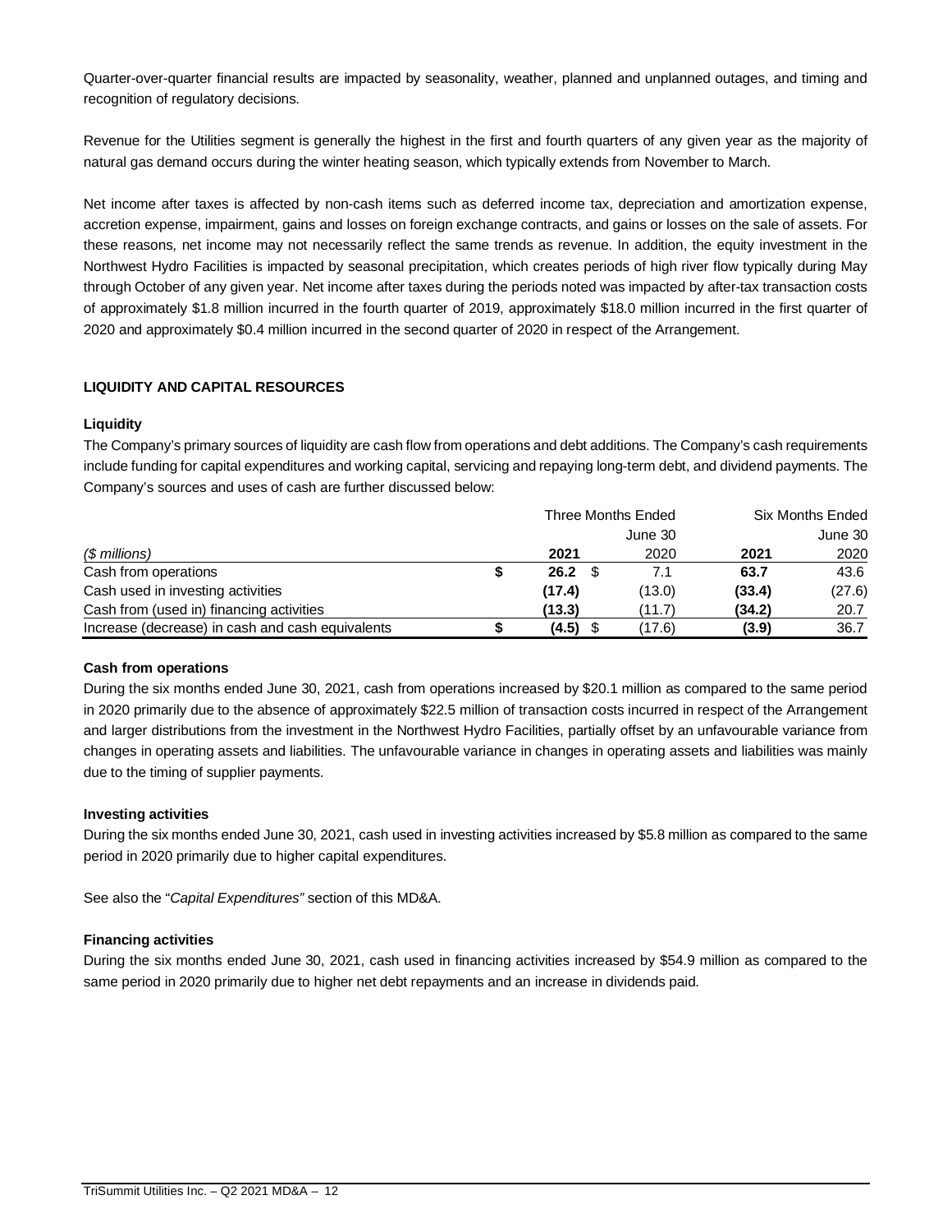Quarter-over-quarter financial results are impacted by seasonality, weather, planned and unplanned outages, and timing and recognition of regulatory decisions.

Revenue for the Utilities segment is generally the highest in the first and fourth quarters of any given year as the majority of natural gas demand occurs during the winter heating season, which typically extends from November to March.

Net income after taxes is affected by non-cash items such as deferred income tax, depreciation and amortization expense, accretion expense, impairment, gains and losses on foreign exchange contracts, and gains or losses on the sale of assets. For these reasons, net income may not necessarily reflect the same trends as revenue. In addition, the equity investment in the Northwest Hydro Facilities is impacted by seasonal precipitation, which creates periods of high river flow typically during May through October of any given year. Net income after taxes during the periods noted was impacted by after-tax transaction costs of approximately $1.8 million incurred in the fourth quarter of 2019, approximately $18.0 million incurred in the first quarter of 2020 and approximately $0.4 million incurred in the second quarter of 2020 in respect of the Arrangement.

## LIQUIDITY AND CAPITAL RESOURCES

### Liquidity

The Company's primary sources of liquidity are cash flow from operations and debt additions. The Company's cash requirements include funding for capital expenditures and working capital, servicing and repaying long-term debt, and dividend payments. The Company's sources and uses of cash are further discussed below:

| | Three Months Ended June 30 | | Six Months Ended June 30 | |
|---|---|---|---|---|
| *($ millions)* | **2021** | 2020 | **2021** | 2020 |
| Cash from operations | $ **26.2** | $ 7.1 | **63.7** | 43.6 |
| Cash used in investing activities | **(17.4)** | (13.0) | **(33.4)** | (27.6) |
| Cash from (used in) financing activities | **(13.3)** | (11.7) | **(34.2)** | 20.7 |
| Increase (decrease) in cash and cash equivalents | $ **(4.5)** | $ (17.6) | **(3.9)** | 36.7 |

### Cash from operations

During the six months ended June 30, 2021, cash from operations increased by $20.1 million as compared to the same period in 2020 primarily due to the absence of approximately $22.5 million of transaction costs incurred in respect of the Arrangement and larger distributions from the investment in the Northwest Hydro Facilities, partially offset by an unfavourable variance from changes in operating assets and liabilities. The unfavourable variance in changes in operating assets and liabilities was mainly due to the timing of supplier payments.

### Investing activities

During the six months ended June 30, 2021, cash used in investing activities increased by $5.8 million as compared to the same period in 2020 primarily due to higher capital expenditures.

See also the "*Capital Expenditures"* section of this MD&A.

### Financing activities

During the six months ended June 30, 2021, cash used in financing activities increased by $54.9 million as compared to the same period in 2020 primarily due to higher net debt repayments and an increase in dividends paid.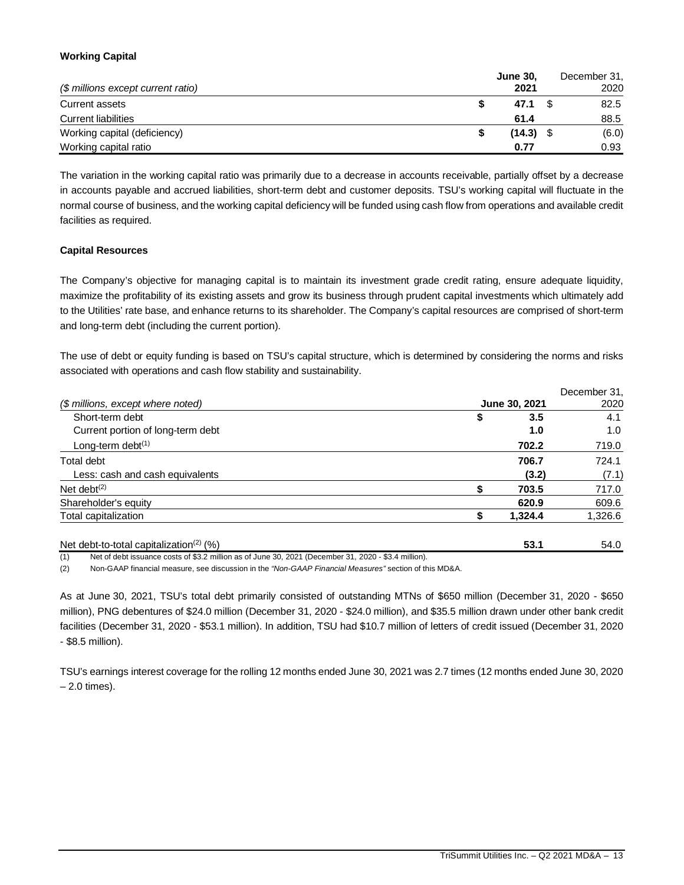**Working Capital**

| ($ millions except current ratio) | | June 30, 2021 | | December 31, 2020 |
|---|---|---|---|---|
| Current assets | $ | 47.1 | $ | 82.5 |
| Current liabilities | | 61.4 | | 88.5 |
| Working capital (deficiency) | $ | (14.3) | $ | (6.0) |
| Working capital ratio | | 0.77 | | 0.93 |

The variation in the working capital ratio was primarily due to a decrease in accounts receivable, partially offset by a decrease in accounts payable and accrued liabilities, short-term debt and customer deposits. TSU's working capital will fluctuate in the normal course of business, and the working capital deficiency will be funded using cash flow from operations and available credit facilities as required.

**Capital Resources**

The Company's objective for managing capital is to maintain its investment grade credit rating, ensure adequate liquidity, maximize the profitability of its existing assets and grow its business through prudent capital investments which ultimately add to the Utilities' rate base, and enhance returns to its shareholder. The Company's capital resources are comprised of short-term and long-term debt (including the current portion).

The use of debt or equity funding is based on TSU's capital structure, which is determined by considering the norms and risks associated with operations and cash flow stability and sustainability.

| ($ millions, except where noted) | | June 30, 2021 | December 31, 2020 |
|---|---|---|---|
| Short-term debt | $ | 3.5 | 4.1 |
| Current portion of long-term debt | | 1.0 | 1.0 |
| Long-term debt[(1)] | | 702.2 | 719.0 |
| Total debt | | 706.7 | 724.1 |
| Less: cash and cash equivalents | | (3.2) | (7.1) |
| Net debt[(2)] | $ | 703.5 | 717.0 |
| Shareholder's equity | | 620.9 | 609.6 |
| Total capitalization | $ | 1,324.4 | 1,326.6 |
| | | | |
| Net debt-to-total capitalization[(2)] (%) | | 53.1 | 54.0 |

(1) Net of debt issuance costs of $3.2 million as of June 30, 2021 (December 31, 2020 - $3.4 million).

(2) Non-GAAP financial measure, see discussion in the *"Non-GAAP Financial Measures"* section of this MD&A.

As at June 30, 2021, TSU's total debt primarily consisted of outstanding MTNs of $650 million (December 31, 2020 - $650 million), PNG debentures of $24.0 million (December 31, 2020 - $24.0 million), and $35.5 million drawn under other bank credit facilities (December 31, 2020 - $53.1 million). In addition, TSU had $10.7 million of letters of credit issued (December 31, 2020 - $8.5 million).

TSU's earnings interest coverage for the rolling 12 months ended June 30, 2021 was 2.7 times (12 months ended June 30, 2020 – 2.0 times).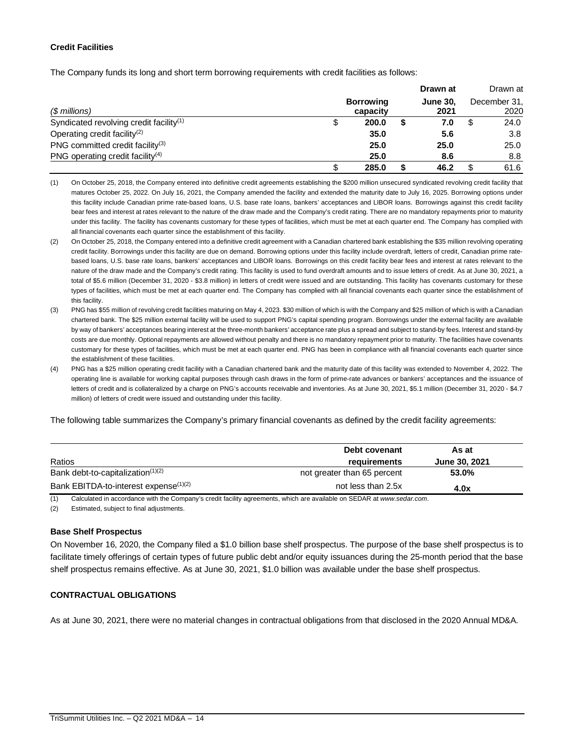### Credit Facilities

The Company funds its long and short term borrowing requirements with credit facilities as follows:

| ($ millions) | Borrowing capacity | Drawn at June 30, 2021 | Drawn at December 31, 2020 |
|---|---|---|---|
| Syndicated revolving credit facility[(1)] | $ 200.0 | $ 7.0 | $ 24.0 |
| Operating credit facility[(2)] | 35.0 | 5.6 | 3.8 |
| PNG committed credit facility[(3)] | 25.0 | 25.0 | 25.0 |
| PNG operating credit facility[(4)] | 25.0 | 8.6 | 8.8 |
| | $ 285.0 | $ 46.2 | $ 61.6 |

(1) On October 25, 2018, the Company entered into definitive credit agreements establishing the $200 million unsecured syndicated revolving credit facility that matures October 25, 2022. On July 16, 2021, the Company amended the facility and extended the maturity date to July 16, 2025. Borrowing options under this facility include Canadian prime rate-based loans, U.S. base rate loans, bankers' acceptances and LIBOR loans. Borrowings against this credit facility bear fees and interest at rates relevant to the nature of the draw made and the Company's credit rating. There are no mandatory repayments prior to maturity under this facility. The facility has covenants customary for these types of facilities, which must be met at each quarter end. The Company has complied with all financial covenants each quarter since the establishment of this facility.

(2) On October 25, 2018, the Company entered into a definitive credit agreement with a Canadian chartered bank establishing the $35 million revolving operating credit facility. Borrowings under this facility are due on demand. Borrowing options under this facility include overdraft, letters of credit, Canadian prime rate-based loans, U.S. base rate loans, bankers' acceptances and LIBOR loans. Borrowings on this credit facility bear fees and interest at rates relevant to the nature of the draw made and the Company's credit rating. This facility is used to fund overdraft amounts and to issue letters of credit. As at June 30, 2021, a total of $5.6 million (December 31, 2020 - $3.8 million) in letters of credit were issued and are outstanding. This facility has covenants customary for these types of facilities, which must be met at each quarter end. The Company has complied with all financial covenants each quarter since the establishment of this facility.

(3) PNG has $55 million of revolving credit facilities maturing on May 4, 2023. $30 million of which is with the Company and $25 million of which is with a Canadian chartered bank. The $25 million external facility will be used to support PNG's capital spending program. Borrowings under the external facility are available by way of bankers' acceptances bearing interest at the three-month bankers' acceptance rate plus a spread and subject to stand-by fees. Interest and stand-by costs are due monthly. Optional repayments are allowed without penalty and there is no mandatory repayment prior to maturity. The facilities have covenants customary for these types of facilities, which must be met at each quarter end. PNG has been in compliance with all financial covenants each quarter since the establishment of these facilities.

(4) PNG has a $25 million operating credit facility with a Canadian chartered bank and the maturity date of this facility was extended to November 4, 2022. The operating line is available for working capital purposes through cash draws in the form of prime-rate advances or bankers' acceptances and the issuance of letters of credit and is collateralized by a charge on PNG's accounts receivable and inventories. As at June 30, 2021, $5.1 million (December 31, 2020 - $4.7 million) of letters of credit were issued and outstanding under this facility.

The following table summarizes the Company's primary financial covenants as defined by the credit facility agreements:

| Ratios | Debt covenant requirements | As at June 30, 2021 |
|---|---|---|
| Bank debt-to-capitalization[(1)(2)] | not greater than 65 percent | 53.0% |
| Bank EBITDA-to-interest expense[(1)(2)] | not less than 2.5x | 4.0x |

(1) Calculated in accordance with the Company's credit facility agreements, which are available on SEDAR at *www.sedar.com*.

(2) Estimated, subject to final adjustments.

### Base Shelf Prospectus

On November 16, 2020, the Company filed a $1.0 billion base shelf prospectus. The purpose of the base shelf prospectus is to facilitate timely offerings of certain types of future public debt and/or equity issuances during the 25-month period that the base shelf prospectus remains effective. As at June 30, 2021, $1.0 billion was available under the base shelf prospectus.

## CONTRACTUAL OBLIGATIONS

As at June 30, 2021, there were no material changes in contractual obligations from that disclosed in the 2020 Annual MD&A.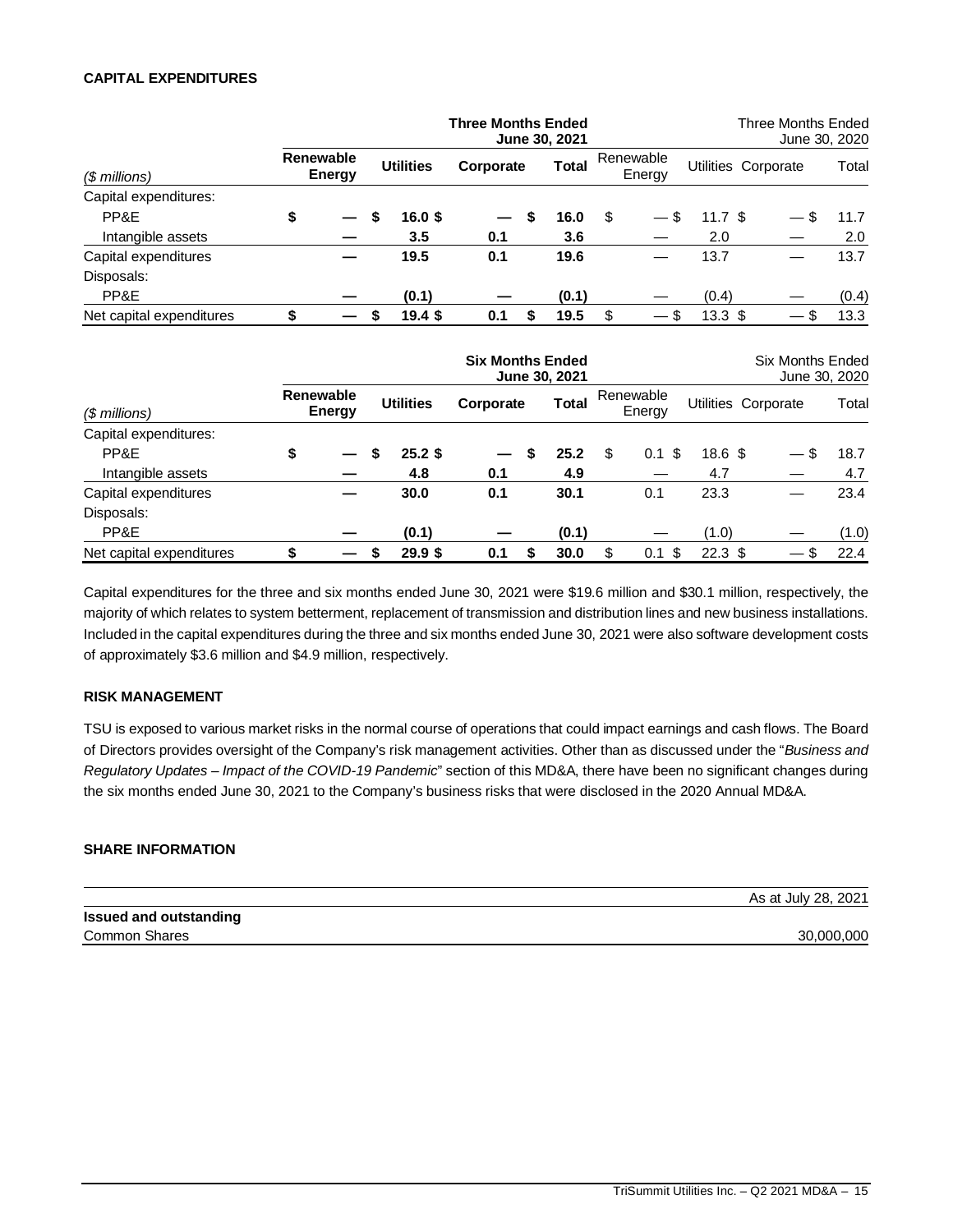**CAPITAL EXPENDITURES**

| ($ millions) | Three Months Ended June 30, 2021 | | | | Three Months Ended June 30, 2020 | | | |
|---|---|---|---|---|---|---|---|---|
| | **Renewable Energy** | **Utilities** | **Corporate** | **Total** | Renewable Energy | Utilities | Corporate | Total |
| Capital expenditures: | | | | | | | | |
| PP&E | $ — | $ 16.0 | $ — | $ 16.0 | $ — | $ 11.7 | $ — | $ 11.7 |
| Intangible assets | — | 3.5 | 0.1 | 3.6 | — | 2.0 | — | 2.0 |
| Capital expenditures | — | 19.5 | 0.1 | 19.6 | — | 13.7 | — | 13.7 |
| Disposals: | | | | | | | | |
| PP&E | — | (0.1) | — | (0.1) | — | (0.4) | — | (0.4) |
| Net capital expenditures | $ — | $ 19.4 | $ 0.1 | $ 19.5 | $ — | $ 13.3 | $ — | $ 13.3 |

| ($ millions) | Six Months Ended June 30, 2021 | | | | Six Months Ended June 30, 2020 | | | |
|---|---|---|---|---|---|---|---|---|
| | **Renewable Energy** | **Utilities** | **Corporate** | **Total** | Renewable Energy | Utilities | Corporate | Total |
| Capital expenditures: | | | | | | | | |
| PP&E | $ — | $ 25.2 | $ — | $ 25.2 | $ 0.1 | $ 18.6 | $ — | $ 18.7 |
| Intangible assets | — | 4.8 | 0.1 | 4.9 | — | 4.7 | — | 4.7 |
| Capital expenditures | — | 30.0 | 0.1 | 30.1 | 0.1 | 23.3 | — | 23.4 |
| Disposals: | | | | | | | | |
| PP&E | — | (0.1) | — | (0.1) | — | (1.0) | — | (1.0) |
| Net capital expenditures | $ — | $ 29.9 | $ 0.1 | $ 30.0 | $ 0.1 | $ 22.3 | $ — | $ 22.4 |

Capital expenditures for the three and six months ended June 30, 2021 were $19.6 million and $30.1 million, respectively, the majority of which relates to system betterment, replacement of transmission and distribution lines and new business installations. Included in the capital expenditures during the three and six months ended June 30, 2021 were also software development costs of approximately $3.6 million and $4.9 million, respectively.

**RISK MANAGEMENT**

TSU is exposed to various market risks in the normal course of operations that could impact earnings and cash flows. The Board of Directors provides oversight of the Company's risk management activities. Other than as discussed under the "*Business and Regulatory Updates – Impact of the COVID-19 Pandemic*" section of this MD&A, there have been no significant changes during the six months ended June 30, 2021 to the Company's business risks that were disclosed in the 2020 Annual MD&A.

**SHARE INFORMATION**

| | As at July 28, 2021 |
|---|---|
| **Issued and outstanding** | |
| Common Shares | 30,000,000 |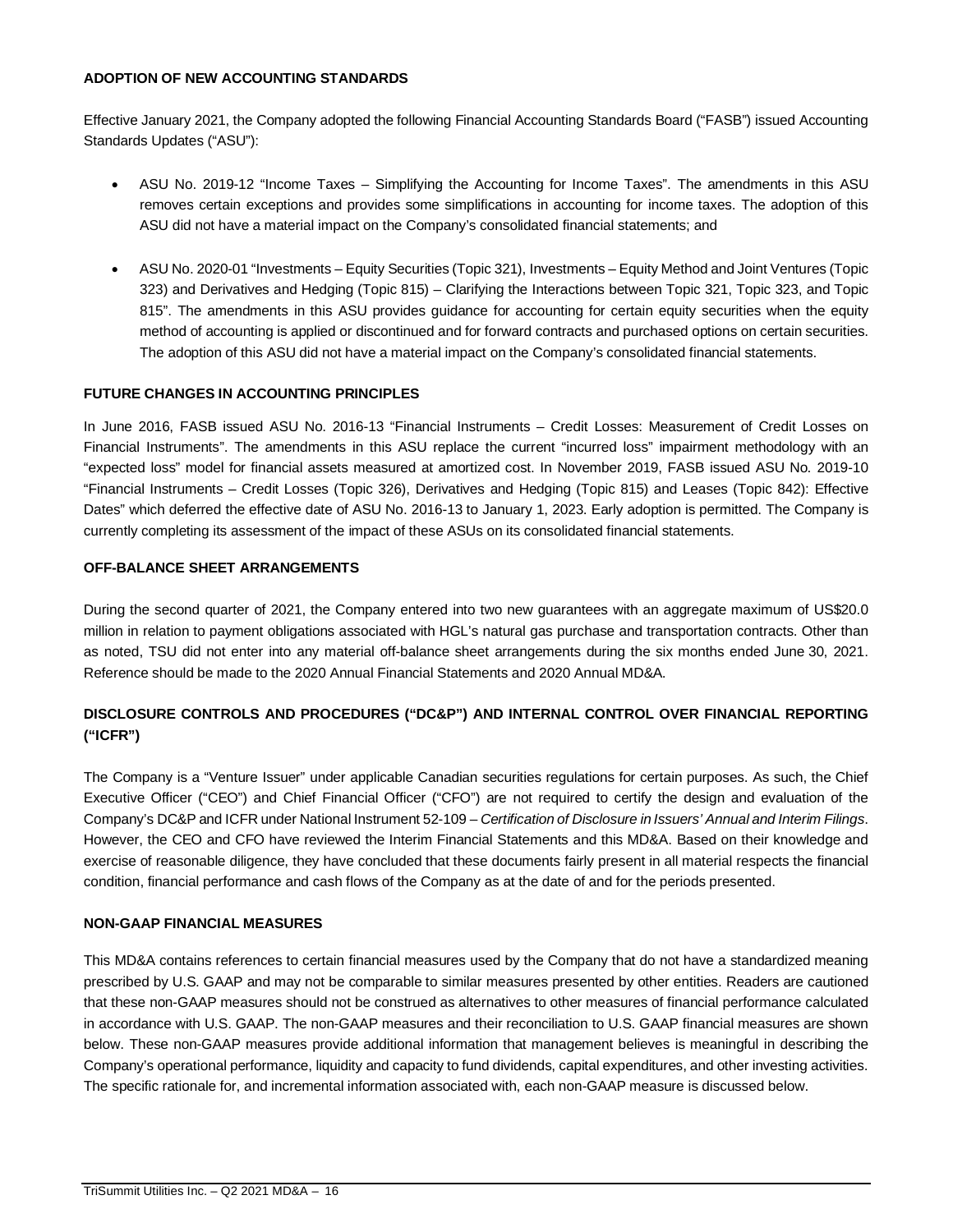**ADOPTION OF NEW ACCOUNTING STANDARDS**

Effective January 2021, the Company adopted the following Financial Accounting Standards Board ("FASB") issued Accounting Standards Updates ("ASU"):

- ASU No. 2019-12 "Income Taxes – Simplifying the Accounting for Income Taxes". The amendments in this ASU removes certain exceptions and provides some simplifications in accounting for income taxes. The adoption of this ASU did not have a material impact on the Company's consolidated financial statements; and

- ASU No. 2020-01 "Investments – Equity Securities (Topic 321), Investments – Equity Method and Joint Ventures (Topic 323) and Derivatives and Hedging (Topic 815) – Clarifying the Interactions between Topic 321, Topic 323, and Topic 815". The amendments in this ASU provides guidance for accounting for certain equity securities when the equity method of accounting is applied or discontinued and for forward contracts and purchased options on certain securities. The adoption of this ASU did not have a material impact on the Company's consolidated financial statements.

**FUTURE CHANGES IN ACCOUNTING PRINCIPLES**

In June 2016, FASB issued ASU No. 2016-13 "Financial Instruments – Credit Losses: Measurement of Credit Losses on Financial Instruments". The amendments in this ASU replace the current "incurred loss" impairment methodology with an "expected loss" model for financial assets measured at amortized cost. In November 2019, FASB issued ASU No. 2019-10 "Financial Instruments – Credit Losses (Topic 326), Derivatives and Hedging (Topic 815) and Leases (Topic 842): Effective Dates" which deferred the effective date of ASU No. 2016-13 to January 1, 2023. Early adoption is permitted. The Company is currently completing its assessment of the impact of these ASUs on its consolidated financial statements.

**OFF-BALANCE SHEET ARRANGEMENTS**

During the second quarter of 2021, the Company entered into two new guarantees with an aggregate maximum of US$20.0 million in relation to payment obligations associated with HGL's natural gas purchase and transportation contracts. Other than as noted, TSU did not enter into any material off-balance sheet arrangements during the six months ended June 30, 2021. Reference should be made to the 2020 Annual Financial Statements and 2020 Annual MD&A.

**DISCLOSURE CONTROLS AND PROCEDURES ("DC&P") AND INTERNAL CONTROL OVER FINANCIAL REPORTING ("ICFR")**

The Company is a "Venture Issuer" under applicable Canadian securities regulations for certain purposes. As such, the Chief Executive Officer ("CEO") and Chief Financial Officer ("CFO") are not required to certify the design and evaluation of the Company's DC&P and ICFR under National Instrument 52-109 – *Certification of Disclosure in Issuers' Annual and Interim Filings*. However, the CEO and CFO have reviewed the Interim Financial Statements and this MD&A. Based on their knowledge and exercise of reasonable diligence, they have concluded that these documents fairly present in all material respects the financial condition, financial performance and cash flows of the Company as at the date of and for the periods presented.

**NON-GAAP FINANCIAL MEASURES**

This MD&A contains references to certain financial measures used by the Company that do not have a standardized meaning prescribed by U.S. GAAP and may not be comparable to similar measures presented by other entities. Readers are cautioned that these non-GAAP measures should not be construed as alternatives to other measures of financial performance calculated in accordance with U.S. GAAP. The non-GAAP measures and their reconciliation to U.S. GAAP financial measures are shown below. These non-GAAP measures provide additional information that management believes is meaningful in describing the Company's operational performance, liquidity and capacity to fund dividends, capital expenditures, and other investing activities. The specific rationale for, and incremental information associated with, each non-GAAP measure is discussed below.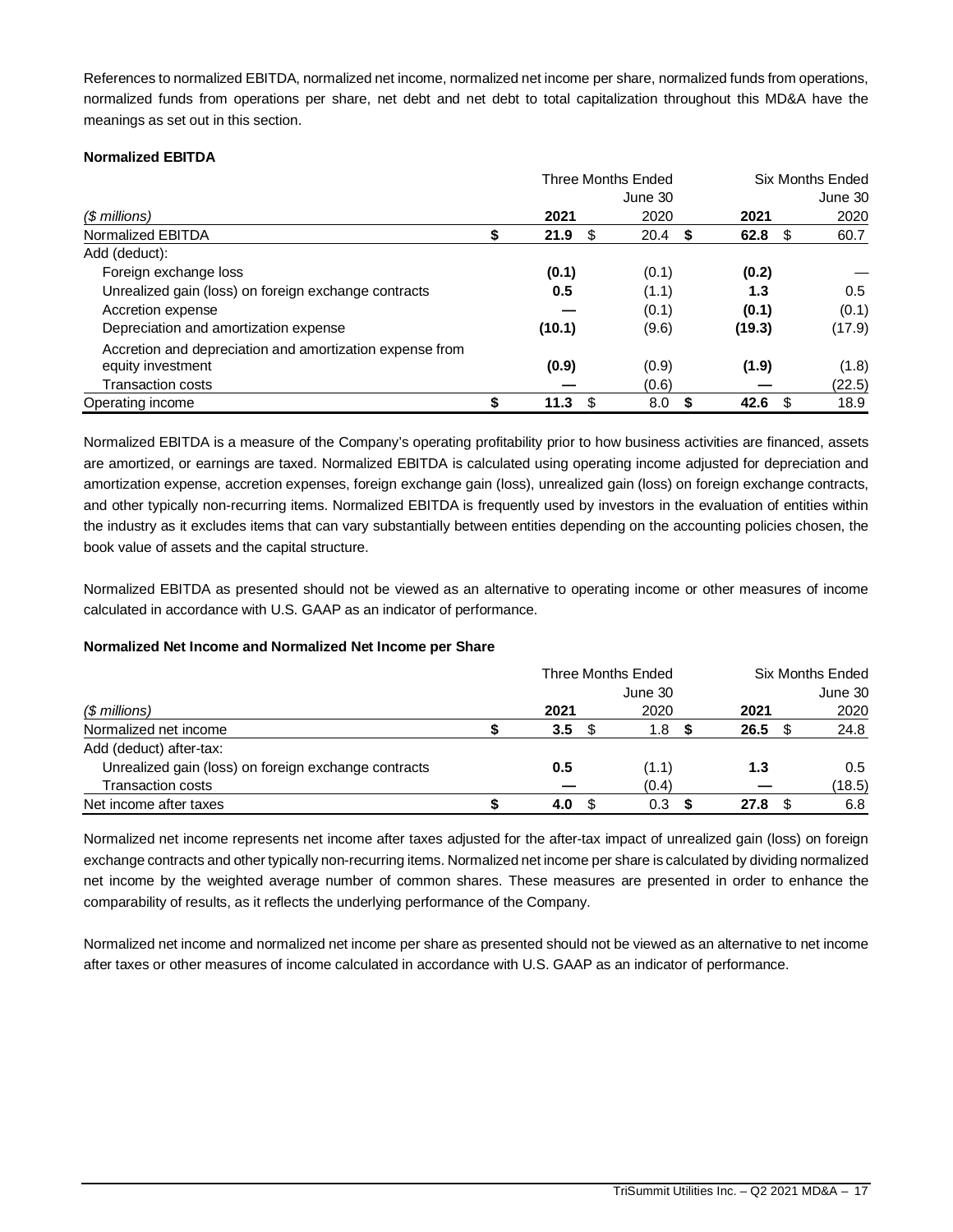References to normalized EBITDA, normalized net income, normalized net income per share, normalized funds from operations, normalized funds from operations per share, net debt and net debt to total capitalization throughout this MD&A have the meanings as set out in this section.

**Normalized EBITDA**

| | Three Months Ended | | Six Months Ended | |
|---|---|---|---|---|
| | June 30 | | June 30 | |
| *($ millions)* | **2021** | 2020 | **2021** | 2020 |
| Normalized EBITDA | **$ 21.9** | $ 20.4 | **$ 62.8** | $ 60.7 |
| Add (deduct): | | | | |
| Foreign exchange loss | **(0.1)** | (0.1) | **(0.2)** | — |
| Unrealized gain (loss) on foreign exchange contracts | **0.5** | (1.1) | **1.3** | 0.5 |
| Accretion expense | **—** | (0.1) | **(0.1)** | (0.1) |
| Depreciation and amortization expense | **(10.1)** | (9.6) | **(19.3)** | (17.9) |
| Accretion and depreciation and amortization expense from equity investment | **(0.9)** | (0.9) | **(1.9)** | (1.8) |
| Transaction costs | **—** | (0.6) | **—** | (22.5) |
| Operating income | **$ 11.3** | $ 8.0 | **$ 42.6** | $ 18.9 |

Normalized EBITDA is a measure of the Company's operating profitability prior to how business activities are financed, assets are amortized, or earnings are taxed. Normalized EBITDA is calculated using operating income adjusted for depreciation and amortization expense, accretion expenses, foreign exchange gain (loss), unrealized gain (loss) on foreign exchange contracts, and other typically non-recurring items. Normalized EBITDA is frequently used by investors in the evaluation of entities within the industry as it excludes items that can vary substantially between entities depending on the accounting policies chosen, the book value of assets and the capital structure.

Normalized EBITDA as presented should not be viewed as an alternative to operating income or other measures of income calculated in accordance with U.S. GAAP as an indicator of performance.

**Normalized Net Income and Normalized Net Income per Share**

| | Three Months Ended | | Six Months Ended | |
|---|---|---|---|---|
| | June 30 | | June 30 | |
| *($ millions)* | **2021** | 2020 | **2021** | 2020 |
| Normalized net income | **$ 3.5** | $ 1.8 | **$ 26.5** | $ 24.8 |
| Add (deduct) after-tax: | | | | |
| Unrealized gain (loss) on foreign exchange contracts | **0.5** | (1.1) | **1.3** | 0.5 |
| Transaction costs | **—** | (0.4) | **—** | (18.5) |
| Net income after taxes | **$ 4.0** | $ 0.3 | **$ 27.8** | $ 6.8 |

Normalized net income represents net income after taxes adjusted for the after-tax impact of unrealized gain (loss) on foreign exchange contracts and other typically non-recurring items. Normalized net income per share is calculated by dividing normalized net income by the weighted average number of common shares. These measures are presented in order to enhance the comparability of results, as it reflects the underlying performance of the Company.

Normalized net income and normalized net income per share as presented should not be viewed as an alternative to net income after taxes or other measures of income calculated in accordance with U.S. GAAP as an indicator of performance.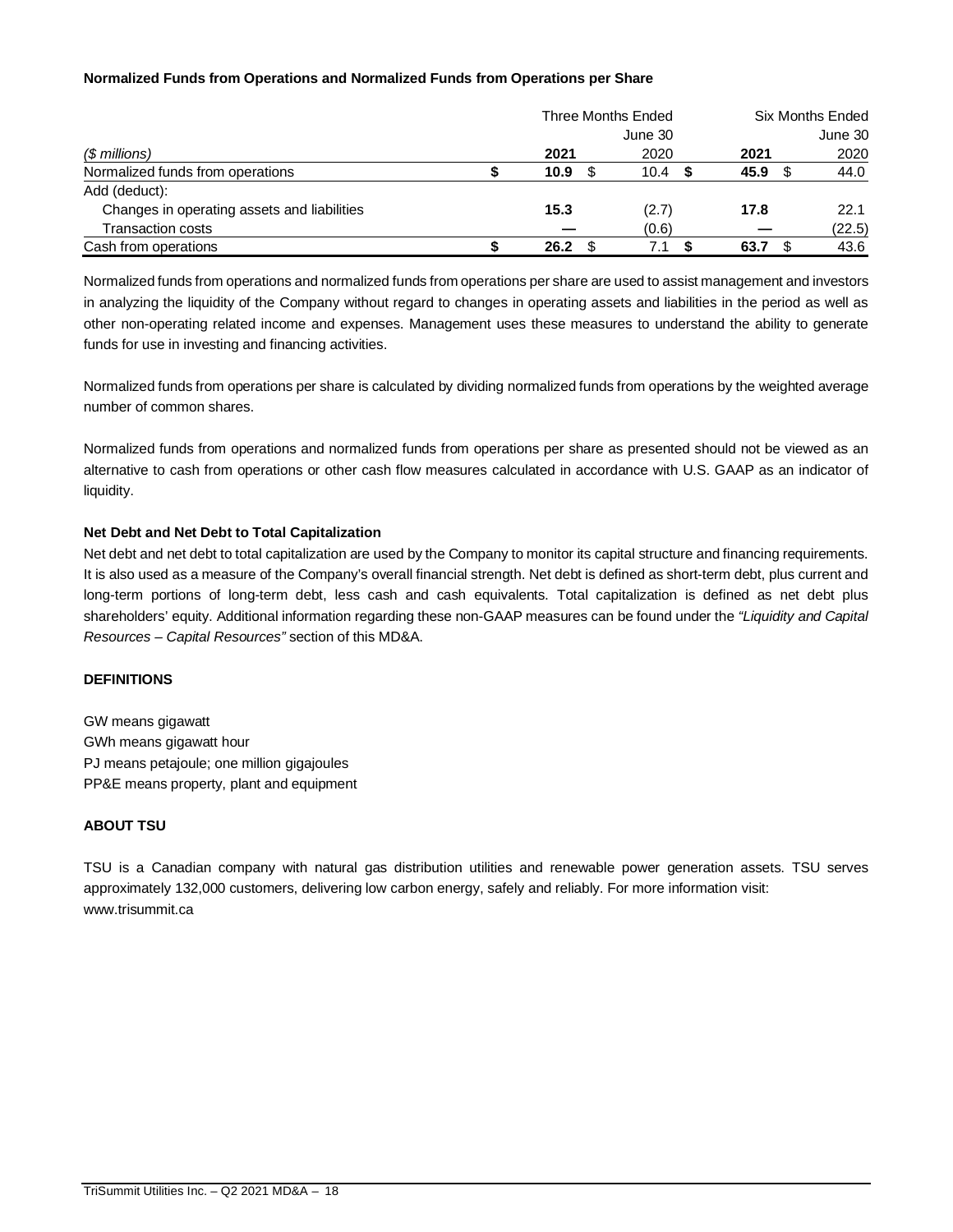**Normalized Funds from Operations and Normalized Funds from Operations per Share**

| *($ millions)* | Three Months Ended June 30 2021 | 2020 | Six Months Ended June 30 2021 | 2020 |
|---|---|---|---|---|
| Normalized funds from operations | $ **10.9** | $ 10.4 | $ **45.9** | $ 44.0 |
| Add (deduct): | | | | |
| Changes in operating assets and liabilities | **15.3** | (2.7) | **17.8** | 22.1 |
| Transaction costs | **—** | (0.6) | **—** | (22.5) |
| Cash from operations | $ **26.2** | $ 7.1 | $ **63.7** | $ 43.6 |

Normalized funds from operations and normalized funds from operations per share are used to assist management and investors in analyzing the liquidity of the Company without regard to changes in operating assets and liabilities in the period as well as other non-operating related income and expenses. Management uses these measures to understand the ability to generate funds for use in investing and financing activities.

Normalized funds from operations per share is calculated by dividing normalized funds from operations by the weighted average number of common shares.

Normalized funds from operations and normalized funds from operations per share as presented should not be viewed as an alternative to cash from operations or other cash flow measures calculated in accordance with U.S. GAAP as an indicator of liquidity.

**Net Debt and Net Debt to Total Capitalization**

Net debt and net debt to total capitalization are used by the Company to monitor its capital structure and financing requirements. It is also used as a measure of the Company's overall financial strength. Net debt is defined as short-term debt, plus current and long-term portions of long-term debt, less cash and cash equivalents. Total capitalization is defined as net debt plus shareholders' equity. Additional information regarding these non-GAAP measures can be found under the *"Liquidity and Capital Resources – Capital Resources"* section of this MD&A.

## DEFINITIONS

GW means gigawatt
GWh means gigawatt hour
PJ means petajoule; one million gigajoules
PP&E means property, plant and equipment

## ABOUT TSU

TSU is a Canadian company with natural gas distribution utilities and renewable power generation assets. TSU serves approximately 132,000 customers, delivering low carbon energy, safely and reliably. For more information visit: www.trisummit.ca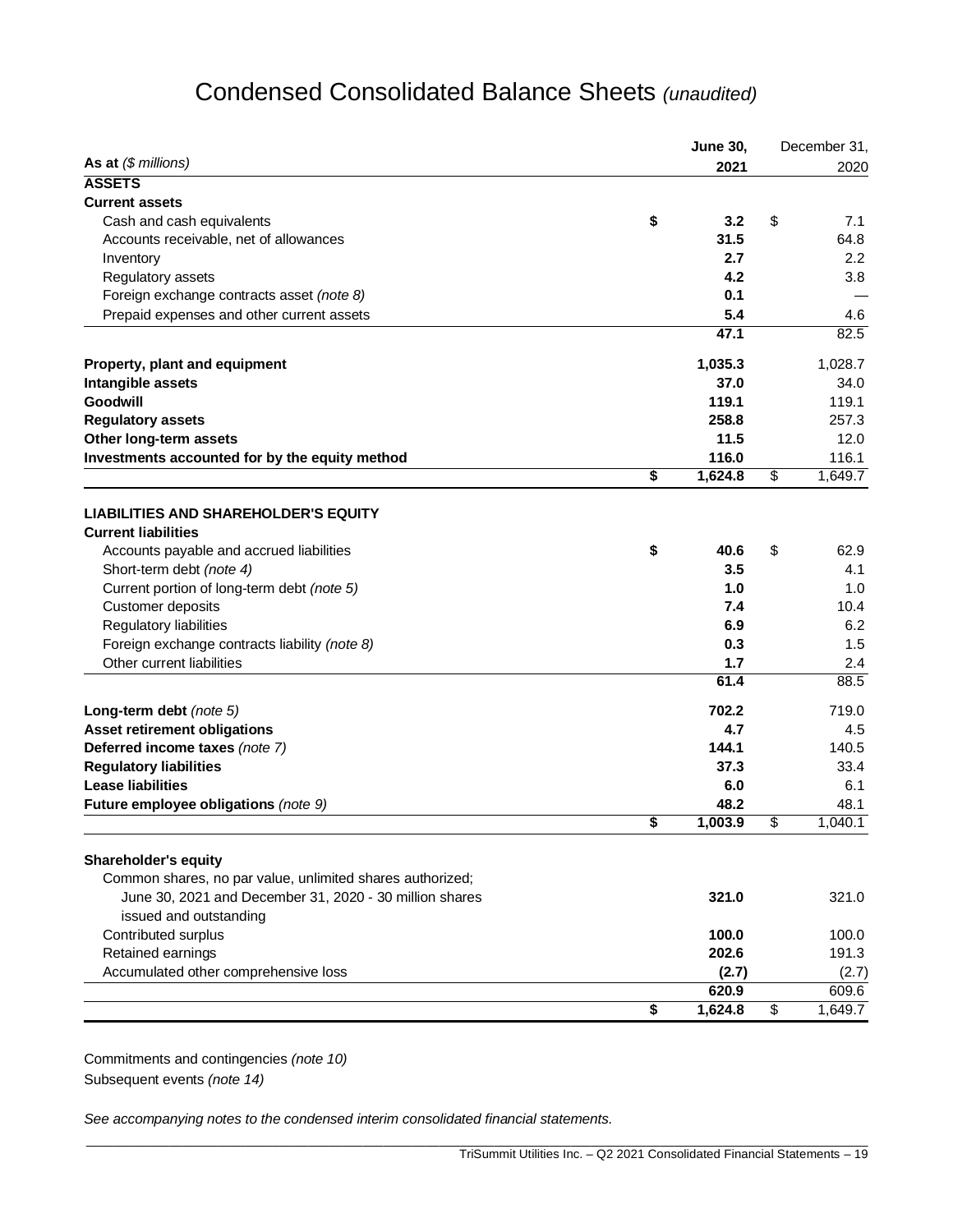# Condensed Consolidated Balance Sheets *(unaudited)*

| As at *($ millions)* | June 30, 2021 | December 31, 2020 |
|---|---|---|
| **ASSETS** | | |
| **Current assets** | | |
| Cash and cash equivalents | **$ 3.2** | $ 7.1 |
| Accounts receivable, net of allowances | **31.5** | 64.8 |
| Inventory | **2.7** | 2.2 |
| Regulatory assets | **4.2** | 3.8 |
| Foreign exchange contracts asset *(note 8)* | **0.1** | — |
| Prepaid expenses and other current assets | **5.4** | 4.6 |
| | **47.1** | 82.5 |
| **Property, plant and equipment** | **1,035.3** | 1,028.7 |
| **Intangible assets** | **37.0** | 34.0 |
| **Goodwill** | **119.1** | 119.1 |
| **Regulatory assets** | **258.8** | 257.3 |
| **Other long-term assets** | **11.5** | 12.0 |
| **Investments accounted for by the equity method** | **116.0** | 116.1 |
| | **$ 1,624.8** | $ 1,649.7 |
| **LIABILITIES AND SHAREHOLDER'S EQUITY** | | |
| **Current liabilities** | | |
| Accounts payable and accrued liabilities | **$ 40.6** | $ 62.9 |
| Short-term debt *(note 4)* | **3.5** | 4.1 |
| Current portion of long-term debt *(note 5)* | **1.0** | 1.0 |
| Customer deposits | **7.4** | 10.4 |
| Regulatory liabilities | **6.9** | 6.2 |
| Foreign exchange contracts liability *(note 8)* | **0.3** | 1.5 |
| Other current liabilities | **1.7** | 2.4 |
| | **61.4** | 88.5 |
| **Long-term debt** *(note 5)* | **702.2** | 719.0 |
| **Asset retirement obligations** | **4.7** | 4.5 |
| **Deferred income taxes** *(note 7)* | **144.1** | 140.5 |
| **Regulatory liabilities** | **37.3** | 33.4 |
| **Lease liabilities** | **6.0** | 6.1 |
| **Future employee obligations** *(note 9)* | **48.2** | 48.1 |
| | **$ 1,003.9** | $ 1,040.1 |
| **Shareholder's equity** | | |
| Common shares, no par value, unlimited shares authorized; June 30, 2021 and December 31, 2020 - 30 million shares issued and outstanding | **321.0** | 321.0 |
| Contributed surplus | **100.0** | 100.0 |
| Retained earnings | **202.6** | 191.3 |
| Accumulated other comprehensive loss | **(2.7)** | (2.7) |
| | **620.9** | 609.6 |
| | **$ 1,624.8** | $ 1,649.7 |

Commitments and contingencies *(note 10)*

Subsequent events *(note 14)*

*See accompanying notes to the condensed interim consolidated financial statements.*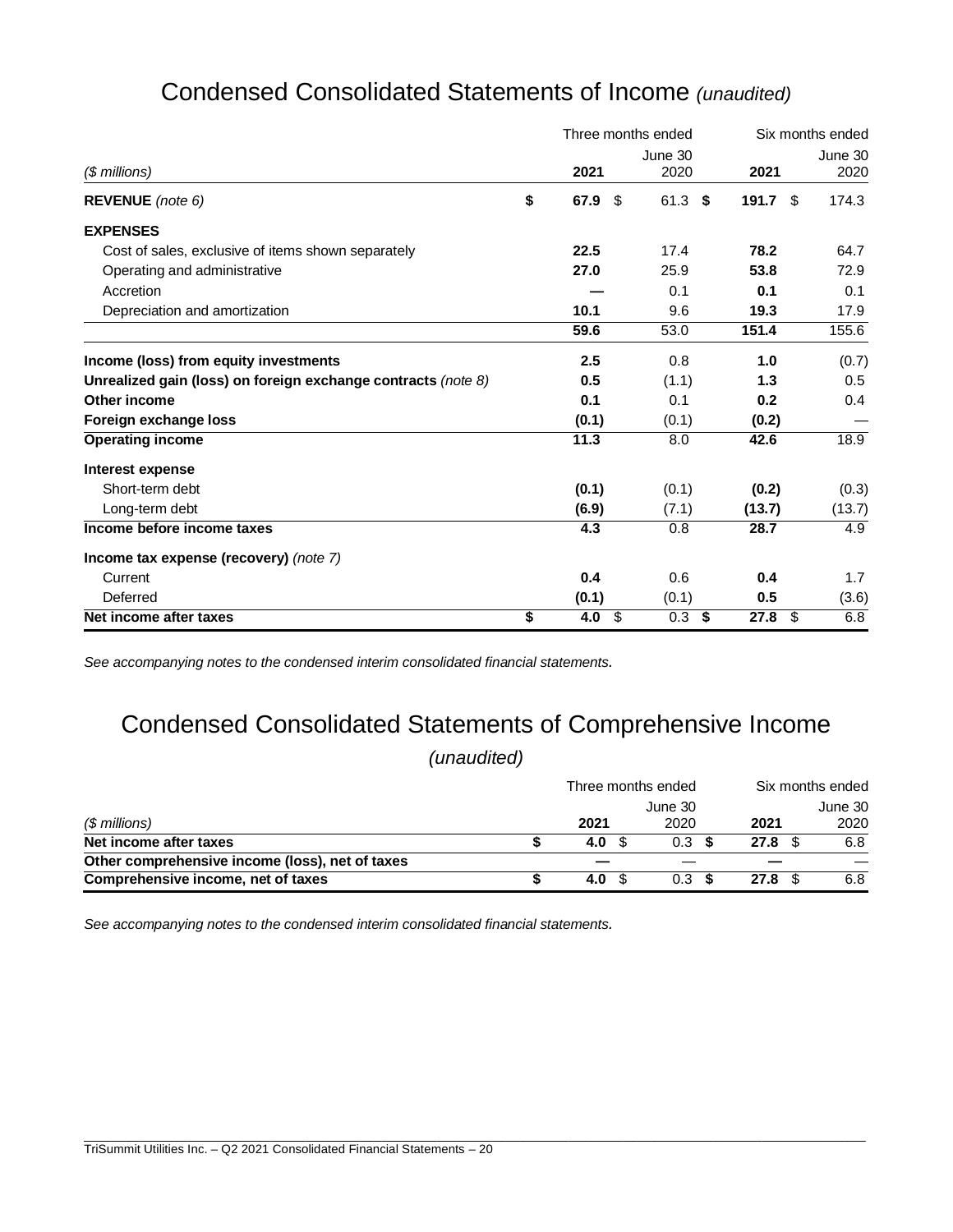# Condensed Consolidated Statements of Income *(unaudited)*

| *($ millions)* | Three months ended 2021 | June 30 2020 | Six months ended 2021 | June 30 2020 |
|---|---|---|---|---|
| **REVENUE** *(note 6)* | **$ 67.9** | $ 61.3 | **$ 191.7** | $ 174.3 |
| **EXPENSES** | | | | |
| Cost of sales, exclusive of items shown separately | **22.5** | 17.4 | **78.2** | 64.7 |
| Operating and administrative | **27.0** | 25.9 | **53.8** | 72.9 |
| Accretion | **—** | 0.1 | **0.1** | 0.1 |
| Depreciation and amortization | **10.1** | 9.6 | **19.3** | 17.9 |
| | **59.6** | 53.0 | **151.4** | 155.6 |
| **Income (loss) from equity investments** | **2.5** | 0.8 | **1.0** | (0.7) |
| **Unrealized gain (loss) on foreign exchange contracts** *(note 8)* | **0.5** | (1.1) | **1.3** | 0.5 |
| **Other income** | **0.1** | 0.1 | **0.2** | 0.4 |
| **Foreign exchange loss** | **(0.1)** | (0.1) | **(0.2)** | — |
| **Operating income** | **11.3** | 8.0 | **42.6** | 18.9 |
| **Interest expense** | | | | |
| Short-term debt | **(0.1)** | (0.1) | **(0.2)** | (0.3) |
| Long-term debt | **(6.9)** | (7.1) | **(13.7)** | (13.7) |
| **Income before income taxes** | **4.3** | 0.8 | **28.7** | 4.9 |
| **Income tax expense (recovery)** *(note 7)* | | | | |
| Current | **0.4** | 0.6 | **0.4** | 1.7 |
| Deferred | **(0.1)** | (0.1) | **0.5** | (3.6) |
| **Net income after taxes** | **$ 4.0** | $ 0.3 | **$ 27.8** | $ 6.8 |

*See accompanying notes to the condensed interim consolidated financial statements.*

# Condensed Consolidated Statements of Comprehensive Income

*(unaudited)*

| *($ millions)* | Three months ended 2021 | June 30 2020 | Six months ended 2021 | June 30 2020 |
|---|---|---|---|---|
| **Net income after taxes** | **$ 4.0** | $ 0.3 | **$ 27.8** | $ 6.8 |
| **Other comprehensive income (loss), net of taxes** | **—** | — | **—** | — |
| **Comprehensive income, net of taxes** | **$ 4.0** | $ 0.3 | **$ 27.8** | $ 6.8 |

*See accompanying notes to the condensed interim consolidated financial statements.*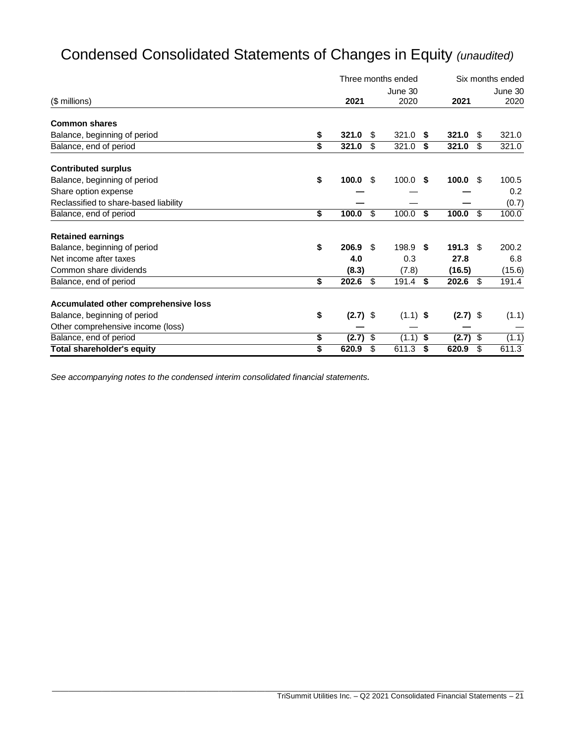# Condensed Consolidated Statements of Changes in Equity *(unaudited)*

| ($ millions) | Three months ended June 30 2021 | Three months ended June 30 2020 | Six months ended June 30 2021 | Six months ended June 30 2020 |
|---|---|---|---|---|
| **Common shares** | | | | |
| Balance, beginning of period | **$ 321.0** | $ 321.0 | **$ 321.0** | $ 321.0 |
| Balance, end of period | **$ 321.0** | $ 321.0 | **$ 321.0** | $ 321.0 |
| **Contributed surplus** | | | | |
| Balance, beginning of period | **$ 100.0** | $ 100.0 | **$ 100.0** | $ 100.5 |
| Share option expense | **—** | — | **—** | 0.2 |
| Reclassified to share-based liability | **—** | — | **—** | (0.7) |
| Balance, end of period | **$ 100.0** | $ 100.0 | **$ 100.0** | $ 100.0 |
| **Retained earnings** | | | | |
| Balance, beginning of period | **$ 206.9** | $ 198.9 | **$ 191.3** | $ 200.2 |
| Net income after taxes | **4.0** | 0.3 | **27.8** | 6.8 |
| Common share dividends | **(8.3)** | (7.8) | **(16.5)** | (15.6) |
| Balance, end of period | **$ 202.6** | $ 191.4 | **$ 202.6** | $ 191.4 |
| **Accumulated other comprehensive loss** | | | | |
| Balance, beginning of period | **$ (2.7)** | $ (1.1) | **$ (2.7)** | $ (1.1) |
| Other comprehensive income (loss) | **—** | — | **—** | — |
| Balance, end of period | **$ (2.7)** | $ (1.1) | **$ (2.7)** | $ (1.1) |
| **Total shareholder's equity** | **$ 620.9** | $ 611.3 | **$ 620.9** | $ 611.3 |

*See accompanying notes to the condensed interim consolidated financial statements.*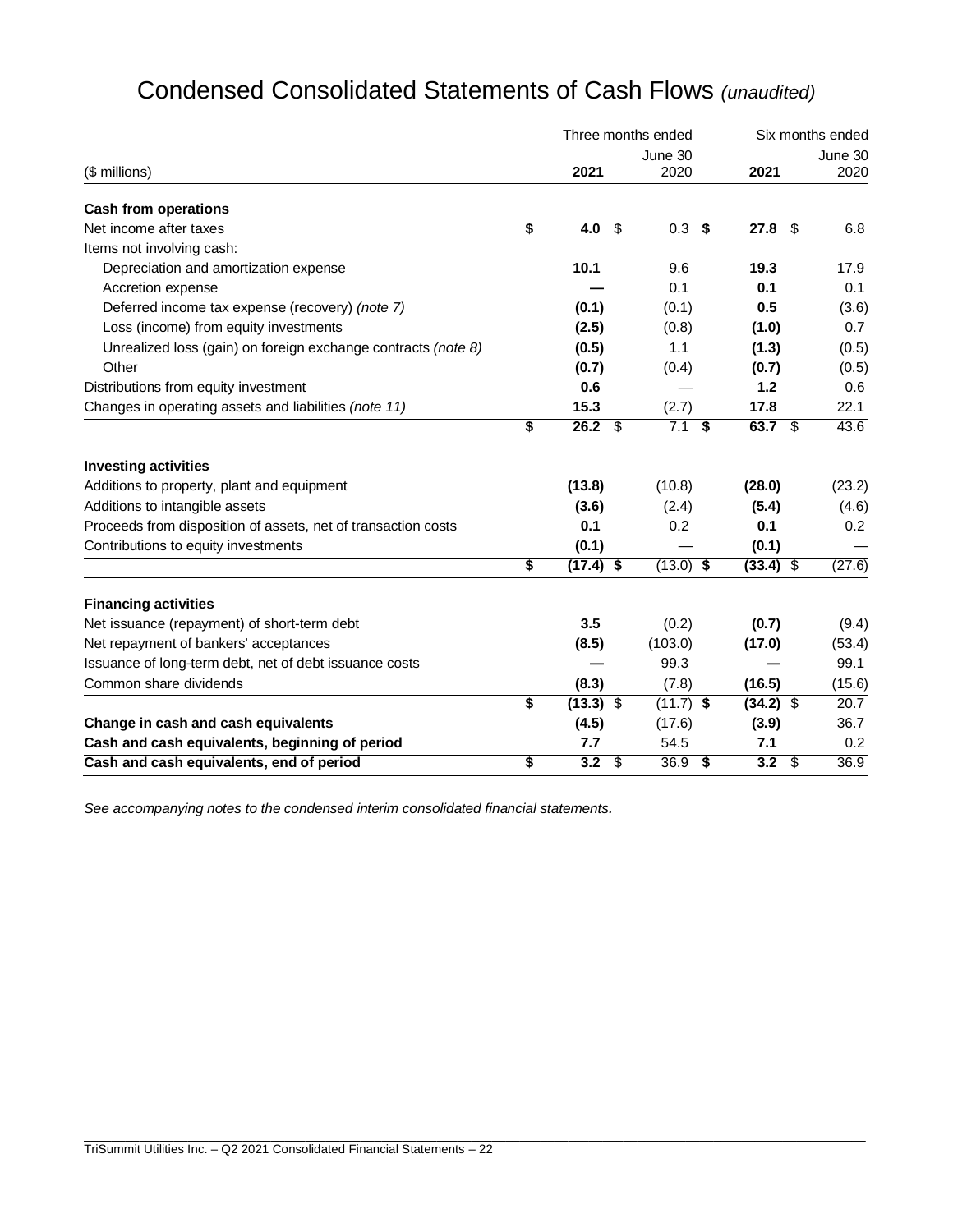# Condensed Consolidated Statements of Cash Flows *(unaudited)*

| ($ millions) | Three months ended June 30 2021 | Three months ended June 30 2020 | Six months ended June 30 2021 | Six months ended June 30 2020 |
|---|---|---|---|---|
| **Cash from operations** | | | | |
| Net income after taxes | **$ 4.0** | $ 0.3 | **$ 27.8** | $ 6.8 |
| Items not involving cash: | | | | |
| Depreciation and amortization expense | **10.1** | 9.6 | **19.3** | 17.9 |
| Accretion expense | **—** | 0.1 | **0.1** | 0.1 |
| Deferred income tax expense (recovery) *(note 7)* | **(0.1)** | (0.1) | **0.5** | (3.6) |
| Loss (income) from equity investments | **(2.5)** | (0.8) | **(1.0)** | 0.7 |
| Unrealized loss (gain) on foreign exchange contracts *(note 8)* | **(0.5)** | 1.1 | **(1.3)** | (0.5) |
| Other | **(0.7)** | (0.4) | **(0.7)** | (0.5) |
| Distributions from equity investment | **0.6** | — | **1.2** | 0.6 |
| Changes in operating assets and liabilities *(note 11)* | **15.3** | (2.7) | **17.8** | 22.1 |
| | **$ 26.2** | $ 7.1 | **$ 63.7** | $ 43.6 |
| **Investing activities** | | | | |
| Additions to property, plant and equipment | **(13.8)** | (10.8) | **(28.0)** | (23.2) |
| Additions to intangible assets | **(3.6)** | (2.4) | **(5.4)** | (4.6) |
| Proceeds from disposition of assets, net of transaction costs | **0.1** | 0.2 | **0.1** | 0.2 |
| Contributions to equity investments | **(0.1)** | — | **(0.1)** | — |
| | **$ (17.4)** | $ (13.0) | **$ (33.4)** | $ (27.6) |
| **Financing activities** | | | | |
| Net issuance (repayment) of short-term debt | **3.5** | (0.2) | **(0.7)** | (9.4) |
| Net repayment of bankers' acceptances | **(8.5)** | (103.0) | **(17.0)** | (53.4) |
| Issuance of long-term debt, net of debt issuance costs | **—** | 99.3 | **—** | 99.1 |
| Common share dividends | **(8.3)** | (7.8) | **(16.5)** | (15.6) |
| | **$ (13.3)** | $ (11.7) | **$ (34.2)** | $ 20.7 |
| **Change in cash and cash equivalents** | **(4.5)** | (17.6) | **(3.9)** | 36.7 |
| **Cash and cash equivalents, beginning of period** | **7.7** | 54.5 | **7.1** | 0.2 |
| **Cash and cash equivalents, end of period** | **$ 3.2** | $ 36.9 | **$ 3.2** | $ 36.9 |

*See accompanying notes to the condensed interim consolidated financial statements.*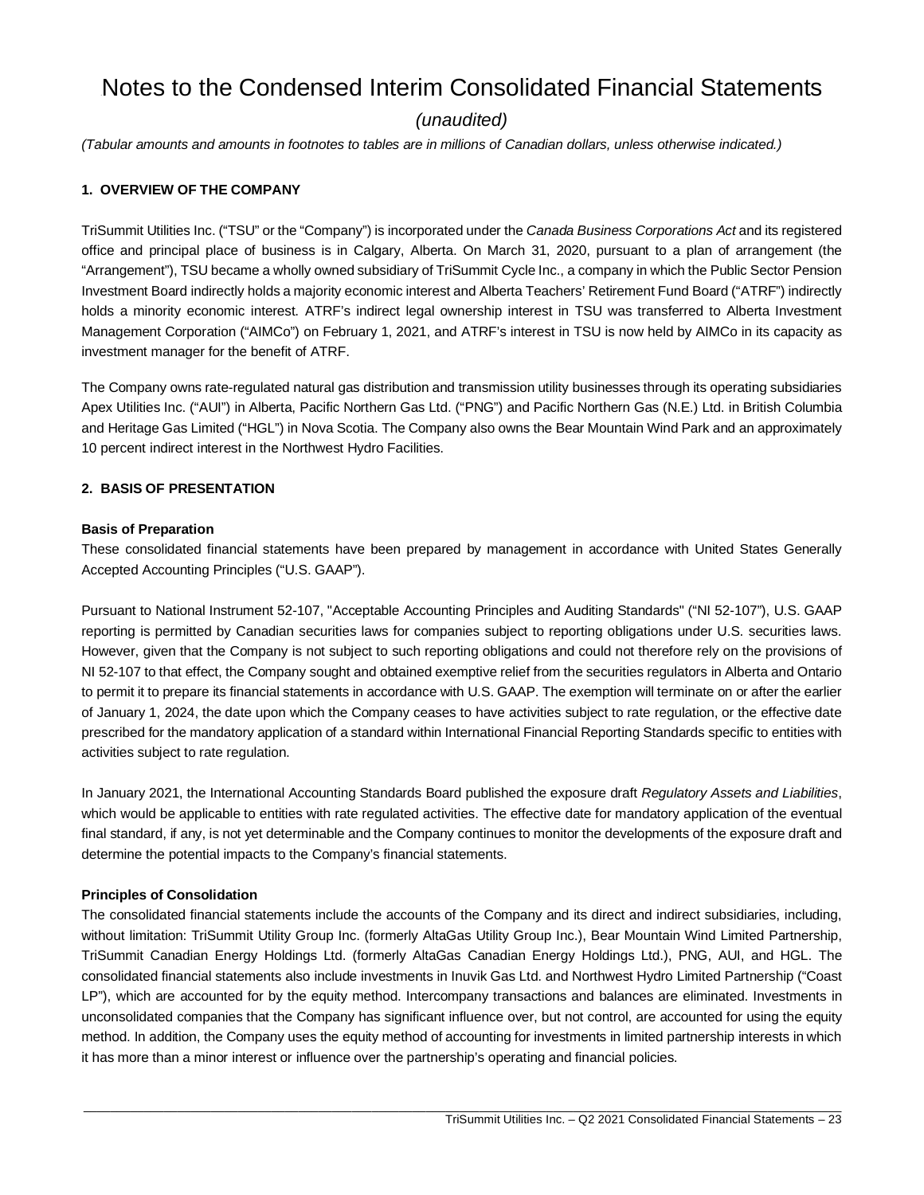# Notes to the Condensed Interim Consolidated Financial Statements

*(unaudited)*

*(Tabular amounts and amounts in footnotes to tables are in millions of Canadian dollars, unless otherwise indicated.)*

**1. OVERVIEW OF THE COMPANY**

TriSummit Utilities Inc. ("TSU" or the "Company") is incorporated under the *Canada Business Corporations Act* and its registered office and principal place of business is in Calgary, Alberta. On March 31, 2020, pursuant to a plan of arrangement (the "Arrangement"), TSU became a wholly owned subsidiary of TriSummit Cycle Inc., a company in which the Public Sector Pension Investment Board indirectly holds a majority economic interest and Alberta Teachers' Retirement Fund Board ("ATRF") indirectly holds a minority economic interest. ATRF's indirect legal ownership interest in TSU was transferred to Alberta Investment Management Corporation ("AIMCo") on February 1, 2021, and ATRF's interest in TSU is now held by AIMCo in its capacity as investment manager for the benefit of ATRF.

The Company owns rate-regulated natural gas distribution and transmission utility businesses through its operating subsidiaries Apex Utilities Inc. ("AUI") in Alberta, Pacific Northern Gas Ltd. ("PNG") and Pacific Northern Gas (N.E.) Ltd. in British Columbia and Heritage Gas Limited ("HGL") in Nova Scotia. The Company also owns the Bear Mountain Wind Park and an approximately 10 percent indirect interest in the Northwest Hydro Facilities.

**2. BASIS OF PRESENTATION**

**Basis of Preparation**

These consolidated financial statements have been prepared by management in accordance with United States Generally Accepted Accounting Principles ("U.S. GAAP").

Pursuant to National Instrument 52-107, "Acceptable Accounting Principles and Auditing Standards" ("NI 52-107"), U.S. GAAP reporting is permitted by Canadian securities laws for companies subject to reporting obligations under U.S. securities laws. However, given that the Company is not subject to such reporting obligations and could not therefore rely on the provisions of NI 52-107 to that effect, the Company sought and obtained exemptive relief from the securities regulators in Alberta and Ontario to permit it to prepare its financial statements in accordance with U.S. GAAP. The exemption will terminate on or after the earlier of January 1, 2024, the date upon which the Company ceases to have activities subject to rate regulation, or the effective date prescribed for the mandatory application of a standard within International Financial Reporting Standards specific to entities with activities subject to rate regulation.

In January 2021, the International Accounting Standards Board published the exposure draft *Regulatory Assets and Liabilities*, which would be applicable to entities with rate regulated activities. The effective date for mandatory application of the eventual final standard, if any, is not yet determinable and the Company continues to monitor the developments of the exposure draft and determine the potential impacts to the Company's financial statements.

**Principles of Consolidation**

The consolidated financial statements include the accounts of the Company and its direct and indirect subsidiaries, including, without limitation: TriSummit Utility Group Inc. (formerly AltaGas Utility Group Inc.), Bear Mountain Wind Limited Partnership, TriSummit Canadian Energy Holdings Ltd. (formerly AltaGas Canadian Energy Holdings Ltd.), PNG, AUI, and HGL. The consolidated financial statements also include investments in Inuvik Gas Ltd. and Northwest Hydro Limited Partnership ("Coast LP"), which are accounted for by the equity method. Intercompany transactions and balances are eliminated. Investments in unconsolidated companies that the Company has significant influence over, but not control, are accounted for using the equity method. In addition, the Company uses the equity method of accounting for investments in limited partnership interests in which it has more than a minor interest or influence over the partnership's operating and financial policies.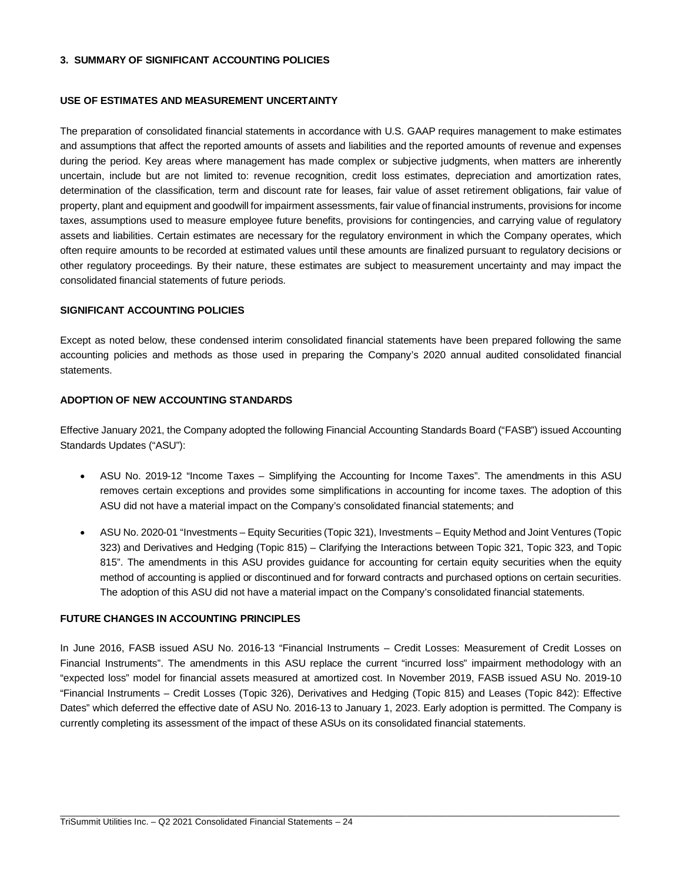## 3. SUMMARY OF SIGNIFICANT ACCOUNTING POLICIES

### USE OF ESTIMATES AND MEASUREMENT UNCERTAINTY

The preparation of consolidated financial statements in accordance with U.S. GAAP requires management to make estimates and assumptions that affect the reported amounts of assets and liabilities and the reported amounts of revenue and expenses during the period. Key areas where management has made complex or subjective judgments, when matters are inherently uncertain, include but are not limited to: revenue recognition, credit loss estimates, depreciation and amortization rates, determination of the classification, term and discount rate for leases, fair value of asset retirement obligations, fair value of property, plant and equipment and goodwill for impairment assessments, fair value of financial instruments, provisions for income taxes, assumptions used to measure employee future benefits, provisions for contingencies, and carrying value of regulatory assets and liabilities. Certain estimates are necessary for the regulatory environment in which the Company operates, which often require amounts to be recorded at estimated values until these amounts are finalized pursuant to regulatory decisions or other regulatory proceedings. By their nature, these estimates are subject to measurement uncertainty and may impact the consolidated financial statements of future periods.

### SIGNIFICANT ACCOUNTING POLICIES

Except as noted below, these condensed interim consolidated financial statements have been prepared following the same accounting policies and methods as those used in preparing the Company's 2020 annual audited consolidated financial statements.

### ADOPTION OF NEW ACCOUNTING STANDARDS

Effective January 2021, the Company adopted the following Financial Accounting Standards Board ("FASB") issued Accounting Standards Updates ("ASU"):

- ASU No. 2019-12 "Income Taxes – Simplifying the Accounting for Income Taxes". The amendments in this ASU removes certain exceptions and provides some simplifications in accounting for income taxes. The adoption of this ASU did not have a material impact on the Company's consolidated financial statements; and
- ASU No. 2020-01 "Investments – Equity Securities (Topic 321), Investments – Equity Method and Joint Ventures (Topic 323) and Derivatives and Hedging (Topic 815) – Clarifying the Interactions between Topic 321, Topic 323, and Topic 815". The amendments in this ASU provides guidance for accounting for certain equity securities when the equity method of accounting is applied or discontinued and for forward contracts and purchased options on certain securities. The adoption of this ASU did not have a material impact on the Company's consolidated financial statements.

### FUTURE CHANGES IN ACCOUNTING PRINCIPLES

In June 2016, FASB issued ASU No. 2016-13 "Financial Instruments – Credit Losses: Measurement of Credit Losses on Financial Instruments". The amendments in this ASU replace the current "incurred loss" impairment methodology with an "expected loss" model for financial assets measured at amortized cost. In November 2019, FASB issued ASU No. 2019-10 "Financial Instruments – Credit Losses (Topic 326), Derivatives and Hedging (Topic 815) and Leases (Topic 842): Effective Dates" which deferred the effective date of ASU No. 2016-13 to January 1, 2023. Early adoption is permitted. The Company is currently completing its assessment of the impact of these ASUs on its consolidated financial statements.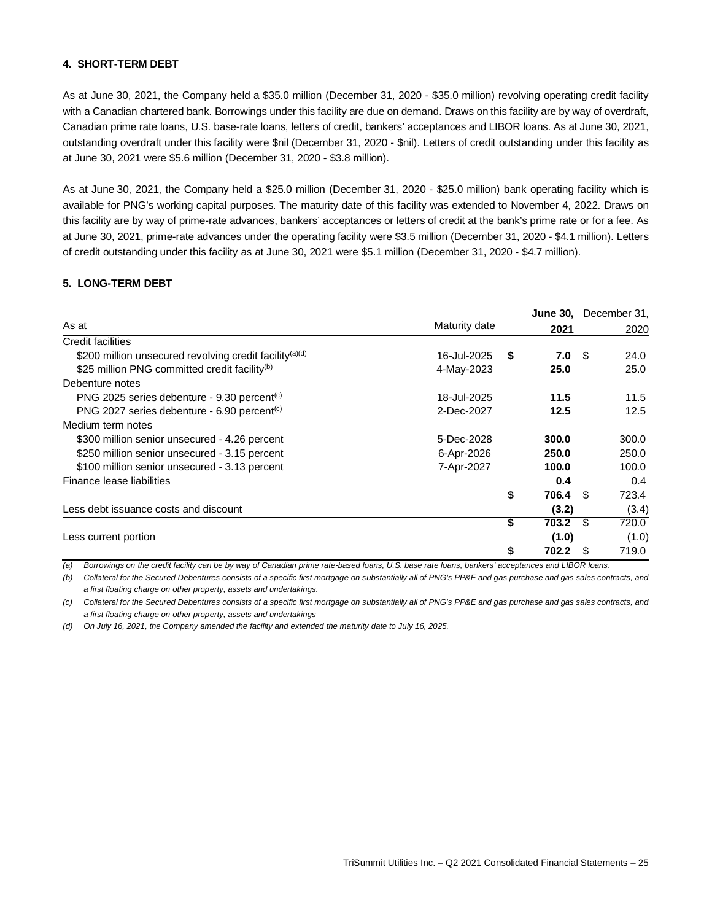#### 4. SHORT-TERM DEBT

As at June 30, 2021, the Company held a \$35.0 million (December 31, 2020 - \$35.0 million) revolving operating credit facility with a Canadian chartered bank. Borrowings under this facility are due on demand. Draws on this facility are by way of overdraft, Canadian prime rate loans, U.S. base-rate loans, letters of credit, bankers' acceptances and LIBOR loans. As at June 30, 2021, outstanding overdraft under this facility were \$nil (December 31, 2020 - \$nil). Letters of credit outstanding under this facility as at June 30, 2021 were \$5.6 million (December 31, 2020 - \$3.8 million).

As at June 30, 2021, the Company held a \$25.0 million (December 31, 2020 - \$25.0 million) bank operating facility which is available for PNG's working capital purposes. The maturity date of this facility was extended to November 4, 2022. Draws on this facility are by way of prime-rate advances, bankers' acceptances or letters of credit at the bank's prime rate or for a fee. As at June 30, 2021, prime-rate advances under the operating facility were \$3.5 million (December 31, 2020 - \$4.1 million). Letters of credit outstanding under this facility as at June 30, 2021 were \$5.1 million (December 31, 2020 - \$4.7 million).

#### 5. LONG-TERM DEBT

| As at | Maturity date | **June 30, 2021** | December 31, 2020 |
|---|---|---|---|
| Credit facilities | | | |
| \$200 million unsecured revolving credit facility[(a)(d)] | 16-Jul-2025 | **\$ 7.0** | \$ 24.0 |
| \$25 million PNG committed credit facility[(b)] | 4-May-2023 | **25.0** | 25.0 |
| Debenture notes | | | |
| PNG 2025 series debenture - 9.30 percent[(c)] | 18-Jul-2025 | **11.5** | 11.5 |
| PNG 2027 series debenture - 6.90 percent[(c)] | 2-Dec-2027 | **12.5** | 12.5 |
| Medium term notes | | | |
| \$300 million senior unsecured - 4.26 percent | 5-Dec-2028 | **300.0** | 300.0 |
| \$250 million senior unsecured - 3.15 percent | 6-Apr-2026 | **250.0** | 250.0 |
| \$100 million senior unsecured - 3.13 percent | 7-Apr-2027 | **100.0** | 100.0 |
| Finance lease liabilities | | **0.4** | 0.4 |
| | | **\$ 706.4** | \$ 723.4 |
| Less debt issuance costs and discount | | **(3.2)** | (3.4) |
| | | **\$ 703.2** | \$ 720.0 |
| Less current portion | | **(1.0)** | (1.0) |
| | | **\$ 702.2** | \$ 719.0 |

*(a) Borrowings on the credit facility can be by way of Canadian prime rate-based loans, U.S. base rate loans, bankers' acceptances and LIBOR loans.*

*(b) Collateral for the Secured Debentures consists of a specific first mortgage on substantially all of PNG's PP&E and gas purchase and gas sales contracts, and a first floating charge on other property, assets and undertakings.*

*(c) Collateral for the Secured Debentures consists of a specific first mortgage on substantially all of PNG's PP&E and gas purchase and gas sales contracts, and a first floating charge on other property, assets and undertakings*

*(d) On July 16, 2021, the Company amended the facility and extended the maturity date to July 16, 2025.*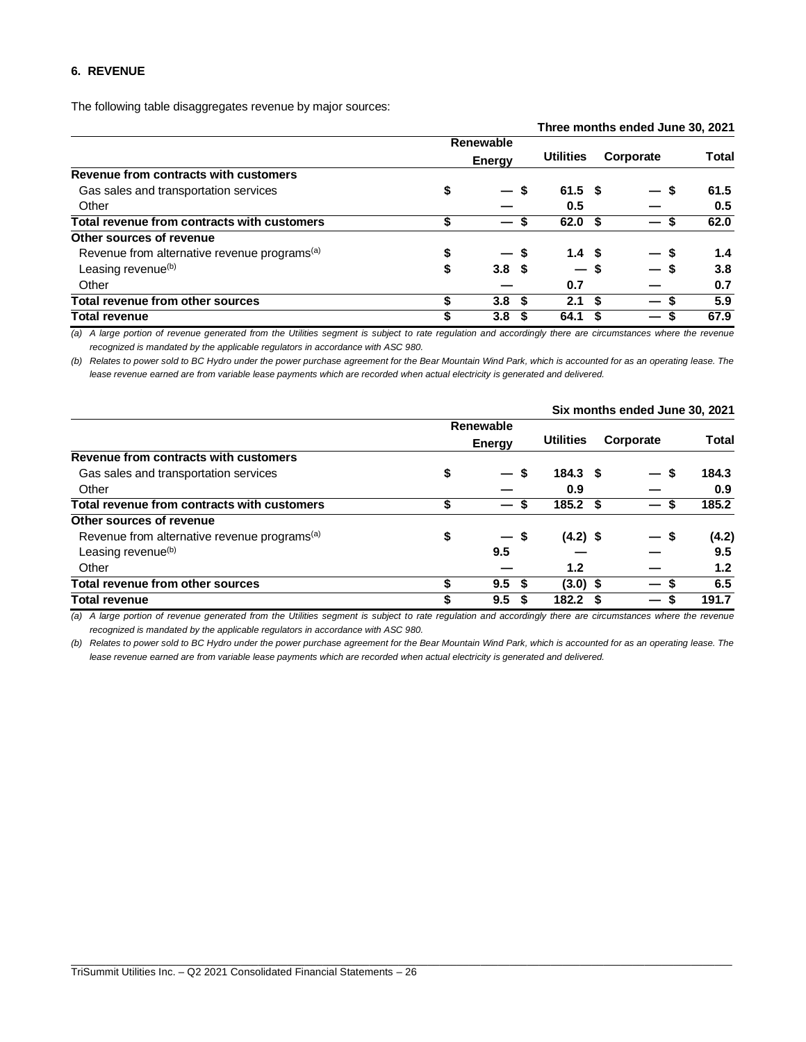## 6. REVENUE

The following table disaggregates revenue by major sources:

| Three months ended June 30, 2021 | Renewable Energy | Utilities | Corporate | Total |
|---|---|---|---|---|
| **Revenue from contracts with customers** | | | | |
| Gas sales and transportation services | $ — | $ 61.5 | $ — | $ 61.5 |
| Other | — | 0.5 | — | 0.5 |
| **Total revenue from contracts with customers** | **$ —** | **$ 62.0** | **$ —** | **$ 62.0** |
| **Other sources of revenue** | | | | |
| Revenue from alternative revenue programs[(a)] | $ — | $ 1.4 | $ — | $ 1.4 |
| Leasing revenue[(b)] | $ 3.8 | $ — | $ — | $ 3.8 |
| Other | — | 0.7 | — | 0.7 |
| **Total revenue from other sources** | **$ 3.8** | **$ 2.1** | **$ —** | **$ 5.9** |
| **Total revenue** | **$ 3.8** | **$ 64.1** | **$ —** | **$ 67.9** |

*(a) A large portion of revenue generated from the Utilities segment is subject to rate regulation and accordingly there are circumstances where the revenue recognized is mandated by the applicable regulators in accordance with ASC 980.*

*(b) Relates to power sold to BC Hydro under the power purchase agreement for the Bear Mountain Wind Park, which is accounted for as an operating lease. The lease revenue earned are from variable lease payments which are recorded when actual electricity is generated and delivered.*

| Six months ended June 30, 2021 | Renewable Energy | Utilities | Corporate | Total |
|---|---|---|---|---|
| **Revenue from contracts with customers** | | | | |
| Gas sales and transportation services | $ — | $ 184.3 | $ — | $ 184.3 |
| Other | — | 0.9 | — | 0.9 |
| **Total revenue from contracts with customers** | **$ —** | **$ 185.2** | **$ —** | **$ 185.2** |
| **Other sources of revenue** | | | | |
| Revenue from alternative revenue programs[(a)] | $ — | $ (4.2) | $ — | $ (4.2) |
| Leasing revenue[(b)] | 9.5 | — | — | 9.5 |
| Other | — | 1.2 | — | 1.2 |
| **Total revenue from other sources** | **$ 9.5** | **$ (3.0)** | **$ —** | **$ 6.5** |
| **Total revenue** | **$ 9.5** | **$ 182.2** | **$ —** | **$ 191.7** |

*(a) A large portion of revenue generated from the Utilities segment is subject to rate regulation and accordingly there are circumstances where the revenue recognized is mandated by the applicable regulators in accordance with ASC 980.*

*(b) Relates to power sold to BC Hydro under the power purchase agreement for the Bear Mountain Wind Park, which is accounted for as an operating lease. The lease revenue earned are from variable lease payments which are recorded when actual electricity is generated and delivered.*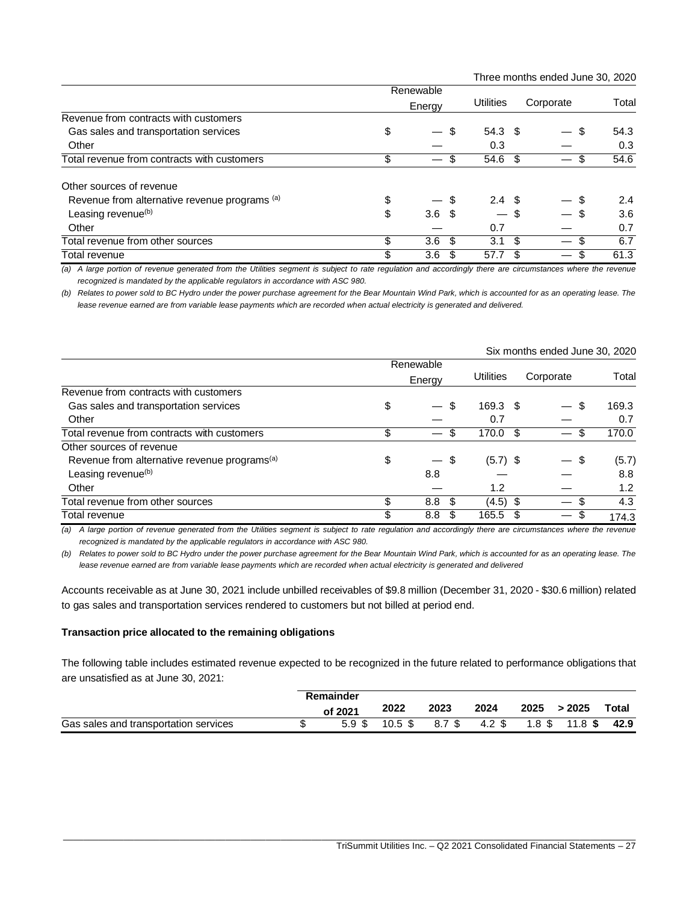Three months ended June 30, 2020

| | Renewable Energy | Utilities | Corporate | Total |
|---|---|---|---|---|
| Revenue from contracts with customers | | | | |
| Gas sales and transportation services | $ — | $ 54.3 | $ — | $ 54.3 |
| Other | — | 0.3 | — | 0.3 |
| Total revenue from contracts with customers | $ — | $ 54.6 | $ — | $ 54.6 |
| Other sources of revenue | | | | |
| Revenue from alternative revenue programs [(a)] | $ — | $ 2.4 | $ — | $ 2.4 |
| Leasing revenue[(b)] | $ 3.6 | $ — | $ — | $ 3.6 |
| Other | — | 0.7 | — | 0.7 |
| Total revenue from other sources | $ 3.6 | $ 3.1 | $ — | $ 6.7 |
| Total revenue | $ 3.6 | $ 57.7 | $ — | $ 61.3 |

*(a) A large portion of revenue generated from the Utilities segment is subject to rate regulation and accordingly there are circumstances where the revenue recognized is mandated by the applicable regulators in accordance with ASC 980.*

*(b) Relates to power sold to BC Hydro under the power purchase agreement for the Bear Mountain Wind Park, which is accounted for as an operating lease. The lease revenue earned are from variable lease payments which are recorded when actual electricity is generated and delivered.*

Six months ended June 30, 2020

| | Renewable Energy | Utilities | Corporate | Total |
|---|---|---|---|---|
| Revenue from contracts with customers | | | | |
| Gas sales and transportation services | $ — | $ 169.3 | $ — | $ 169.3 |
| Other | — | 0.7 | — | 0.7 |
| Total revenue from contracts with customers | $ — | $ 170.0 | $ — | $ 170.0 |
| Other sources of revenue | | | | |
| Revenue from alternative revenue programs[(a)] | $ — | $ (5.7) | $ — | $ (5.7) |
| Leasing revenue[(b)] | 8.8 | — | — | 8.8 |
| Other | — | 1.2 | — | 1.2 |
| Total revenue from other sources | $ 8.8 | $ (4.5) | $ — | $ 4.3 |
| Total revenue | $ 8.8 | $ 165.5 | $ — | $ 174.3 |

*(a) A large portion of revenue generated from the Utilities segment is subject to rate regulation and accordingly there are circumstances where the revenue recognized is mandated by the applicable regulators in accordance with ASC 980.*

*(b) Relates to power sold to BC Hydro under the power purchase agreement for the Bear Mountain Wind Park, which is accounted for as an operating lease. The lease revenue earned are from variable lease payments which are recorded when actual electricity is generated and delivered*

Accounts receivable as at June 30, 2021 include unbilled receivables of $9.8 million (December 31, 2020 - $30.6 million) related to gas sales and transportation services rendered to customers but not billed at period end.

**Transaction price allocated to the remaining obligations**

The following table includes estimated revenue expected to be recognized in the future related to performance obligations that are unsatisfied as at June 30, 2021:

| | Remainder of 2021 | 2022 | 2023 | 2024 | 2025 | > 2025 | Total |
|---|---|---|---|---|---|---|---|
| Gas sales and transportation services | $ 5.9 | $ 10.5 | $ 8.7 | $ 4.2 | $ 1.8 | $ 11.8 | **$ 42.9** |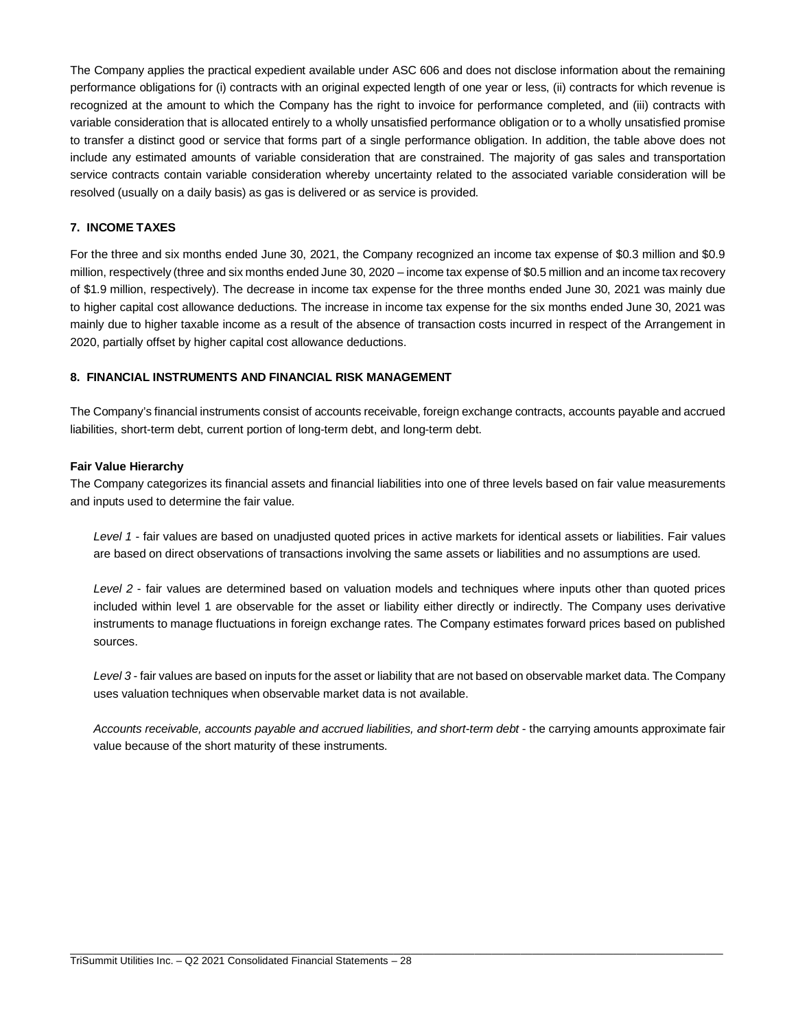The Company applies the practical expedient available under ASC 606 and does not disclose information about the remaining performance obligations for (i) contracts with an original expected length of one year or less, (ii) contracts for which revenue is recognized at the amount to which the Company has the right to invoice for performance completed, and (iii) contracts with variable consideration that is allocated entirely to a wholly unsatisfied performance obligation or to a wholly unsatisfied promise to transfer a distinct good or service that forms part of a single performance obligation. In addition, the table above does not include any estimated amounts of variable consideration that are constrained. The majority of gas sales and transportation service contracts contain variable consideration whereby uncertainty related to the associated variable consideration will be resolved (usually on a daily basis) as gas is delivered or as service is provided.

## 7. INCOME TAXES

For the three and six months ended June 30, 2021, the Company recognized an income tax expense of $0.3 million and $0.9 million, respectively (three and six months ended June 30, 2020 – income tax expense of $0.5 million and an income tax recovery of $1.9 million, respectively). The decrease in income tax expense for the three months ended June 30, 2021 was mainly due to higher capital cost allowance deductions. The increase in income tax expense for the six months ended June 30, 2021 was mainly due to higher taxable income as a result of the absence of transaction costs incurred in respect of the Arrangement in 2020, partially offset by higher capital cost allowance deductions.

## 8. FINANCIAL INSTRUMENTS AND FINANCIAL RISK MANAGEMENT

The Company's financial instruments consist of accounts receivable, foreign exchange contracts, accounts payable and accrued liabilities, short-term debt, current portion of long-term debt, and long-term debt.

**Fair Value Hierarchy**

The Company categorizes its financial assets and financial liabilities into one of three levels based on fair value measurements and inputs used to determine the fair value.

*Level 1* - fair values are based on unadjusted quoted prices in active markets for identical assets or liabilities. Fair values are based on direct observations of transactions involving the same assets or liabilities and no assumptions are used.

*Level 2* - fair values are determined based on valuation models and techniques where inputs other than quoted prices included within level 1 are observable for the asset or liability either directly or indirectly. The Company uses derivative instruments to manage fluctuations in foreign exchange rates. The Company estimates forward prices based on published sources.

*Level 3* - fair values are based on inputs for the asset or liability that are not based on observable market data. The Company uses valuation techniques when observable market data is not available.

*Accounts receivable, accounts payable and accrued liabilities, and short-term debt* - the carrying amounts approximate fair value because of the short maturity of these instruments.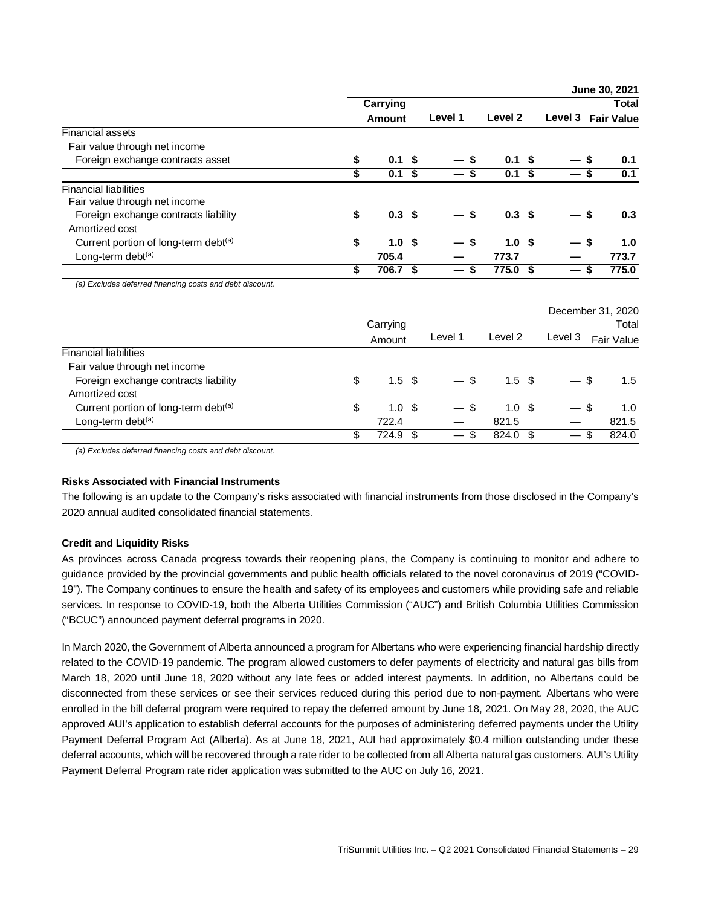| | | | | | June 30, 2021 |
|---|---|---|---|---|---|
| | **Carrying Amount** | **Level 1** | **Level 2** | **Level 3** | **Total Fair Value** |
| Financial assets | | | | | |
| Fair value through net income | | | | | |
| Foreign exchange contracts asset | **$ 0.1** | **$ —** | **$ 0.1** | **$ —** | **$ 0.1** |
| | **$ 0.1** | **$ —** | **$ 0.1** | **$ —** | **$ 0.1** |
| Financial liabilities | | | | | |
| Fair value through net income | | | | | |
| Foreign exchange contracts liability | **$ 0.3** | **$ —** | **$ 0.3** | **$ —** | **$ 0.3** |
| Amortized cost | | | | | |
| Current portion of long-term debt[(a)] | **$ 1.0** | **$ —** | **$ 1.0** | **$ —** | **$ 1.0** |
| Long-term debt[(a)] | **705.4** | **—** | **773.7** | **—** | **773.7** |
| | **$ 706.7** | **$ —** | **$ 775.0** | **$ —** | **$ 775.0** |

*(a) Excludes deferred financing costs and debt discount.*

| | | | | | December 31, 2020 |
|---|---|---|---|---|---|
| | Carrying Amount | Level 1 | Level 2 | Level 3 | Total Fair Value |
| Financial liabilities | | | | | |
| Fair value through net income | | | | | |
| Foreign exchange contracts liability | $ 1.5 | $ — | $ 1.5 | $ — | $ 1.5 |
| Amortized cost | | | | | |
| Current portion of long-term debt[(a)] | $ 1.0 | $ — | $ 1.0 | $ — | $ 1.0 |
| Long-term debt[(a)] | 722.4 | — | 821.5 | — | 821.5 |
| | $ 724.9 | $ — | $ 824.0 | $ — | $ 824.0 |

*(a) Excludes deferred financing costs and debt discount.*

**Risks Associated with Financial Instruments**

The following is an update to the Company's risks associated with financial instruments from those disclosed in the Company's 2020 annual audited consolidated financial statements.

**Credit and Liquidity Risks**

As provinces across Canada progress towards their reopening plans, the Company is continuing to monitor and adhere to guidance provided by the provincial governments and public health officials related to the novel coronavirus of 2019 ("COVID-19"). The Company continues to ensure the health and safety of its employees and customers while providing safe and reliable services. In response to COVID-19, both the Alberta Utilities Commission ("AUC") and British Columbia Utilities Commission ("BCUC") announced payment deferral programs in 2020.

In March 2020, the Government of Alberta announced a program for Albertans who were experiencing financial hardship directly related to the COVID-19 pandemic. The program allowed customers to defer payments of electricity and natural gas bills from March 18, 2020 until June 18, 2020 without any late fees or added interest payments. In addition, no Albertans could be disconnected from these services or see their services reduced during this period due to non-payment. Albertans who were enrolled in the bill deferral program were required to repay the deferred amount by June 18, 2021. On May 28, 2020, the AUC approved AUI's application to establish deferral accounts for the purposes of administering deferred payments under the Utility Payment Deferral Program Act (Alberta). As at June 18, 2021, AUI had approximately $0.4 million outstanding under these deferral accounts, which will be recovered through a rate rider to be collected from all Alberta natural gas customers. AUI's Utility Payment Deferral Program rate rider application was submitted to the AUC on July 16, 2021.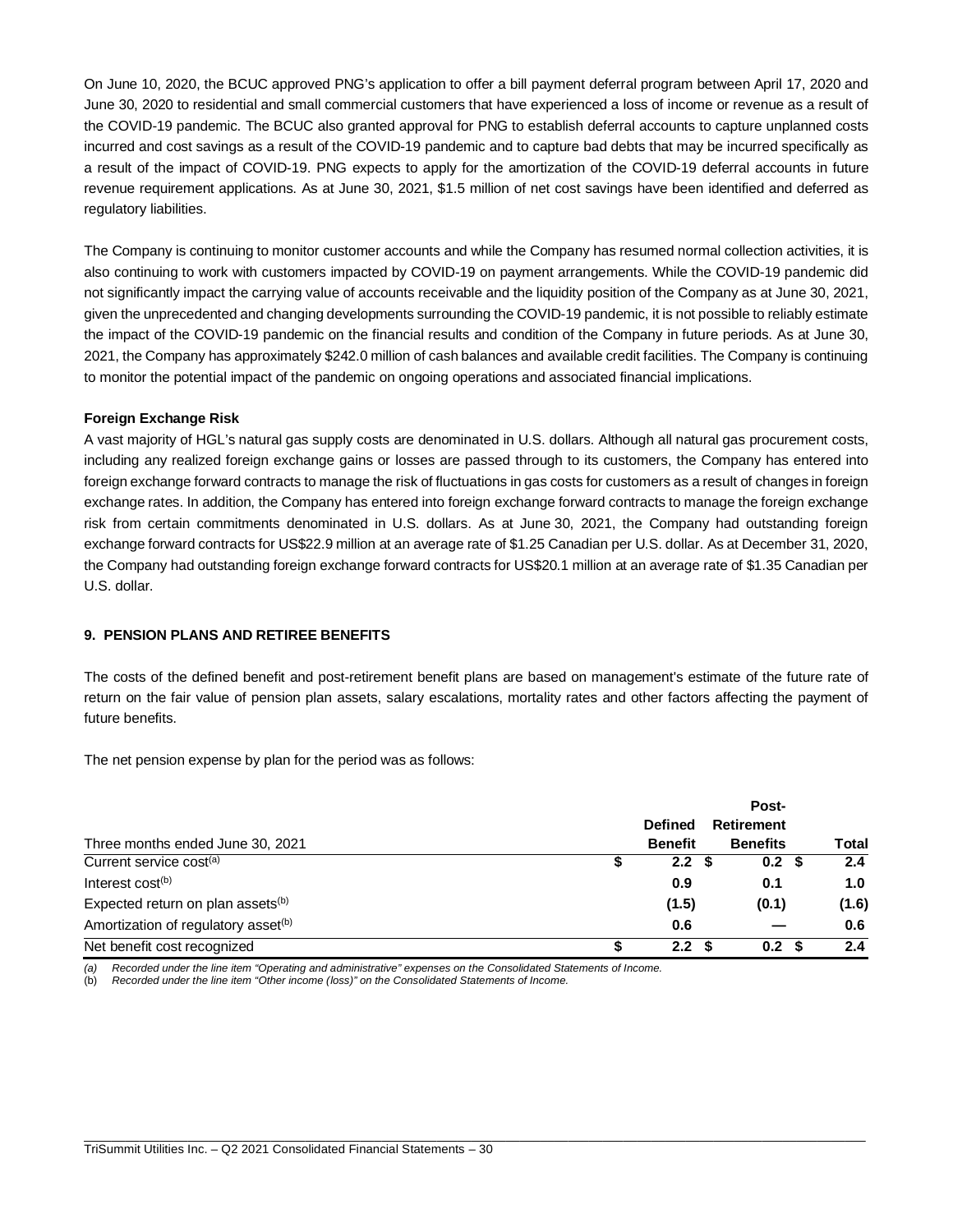On June 10, 2020, the BCUC approved PNG's application to offer a bill payment deferral program between April 17, 2020 and June 30, 2020 to residential and small commercial customers that have experienced a loss of income or revenue as a result of the COVID-19 pandemic. The BCUC also granted approval for PNG to establish deferral accounts to capture unplanned costs incurred and cost savings as a result of the COVID-19 pandemic and to capture bad debts that may be incurred specifically as a result of the impact of COVID-19. PNG expects to apply for the amortization of the COVID-19 deferral accounts in future revenue requirement applications. As at June 30, 2021, $1.5 million of net cost savings have been identified and deferred as regulatory liabilities.

The Company is continuing to monitor customer accounts and while the Company has resumed normal collection activities, it is also continuing to work with customers impacted by COVID-19 on payment arrangements. While the COVID-19 pandemic did not significantly impact the carrying value of accounts receivable and the liquidity position of the Company as at June 30, 2021, given the unprecedented and changing developments surrounding the COVID-19 pandemic, it is not possible to reliably estimate the impact of the COVID-19 pandemic on the financial results and condition of the Company in future periods. As at June 30, 2021, the Company has approximately $242.0 million of cash balances and available credit facilities. The Company is continuing to monitor the potential impact of the pandemic on ongoing operations and associated financial implications.

**Foreign Exchange Risk**

A vast majority of HGL's natural gas supply costs are denominated in U.S. dollars. Although all natural gas procurement costs, including any realized foreign exchange gains or losses are passed through to its customers, the Company has entered into foreign exchange forward contracts to manage the risk of fluctuations in gas costs for customers as a result of changes in foreign exchange rates. In addition, the Company has entered into foreign exchange forward contracts to manage the foreign exchange risk from certain commitments denominated in U.S. dollars. As at June 30, 2021, the Company had outstanding foreign exchange forward contracts for US$22.9 million at an average rate of $1.25 Canadian per U.S. dollar. As at December 31, 2020, the Company had outstanding foreign exchange forward contracts for US$20.1 million at an average rate of $1.35 Canadian per U.S. dollar.

## 9. PENSION PLANS AND RETIREE BENEFITS

The costs of the defined benefit and post-retirement benefit plans are based on management's estimate of the future rate of return on the fair value of pension plan assets, salary escalations, mortality rates and other factors affecting the payment of future benefits.

The net pension expense by plan for the period was as follows:

| Three months ended June 30, 2021 | Defined Benefit | Post-Retirement Benefits | Total |
|---|---|---|---|
| Current service cost[(a)] | $ 2.2 | $ 0.2 | $ 2.4 |
| Interest cost[(b)] | 0.9 | 0.1 | 1.0 |
| Expected return on plan assets[(b)] | (1.5) | (0.1) | (1.6) |
| Amortization of regulatory asset[(b)] | 0.6 | — | 0.6 |
| Net benefit cost recognized | $ 2.2 | $ 0.2 | $ 2.4 |

*(a) Recorded under the line item "Operating and administrative" expenses on the Consolidated Statements of Income.*
*(b) Recorded under the line item "Other income (loss)" on the Consolidated Statements of Income.*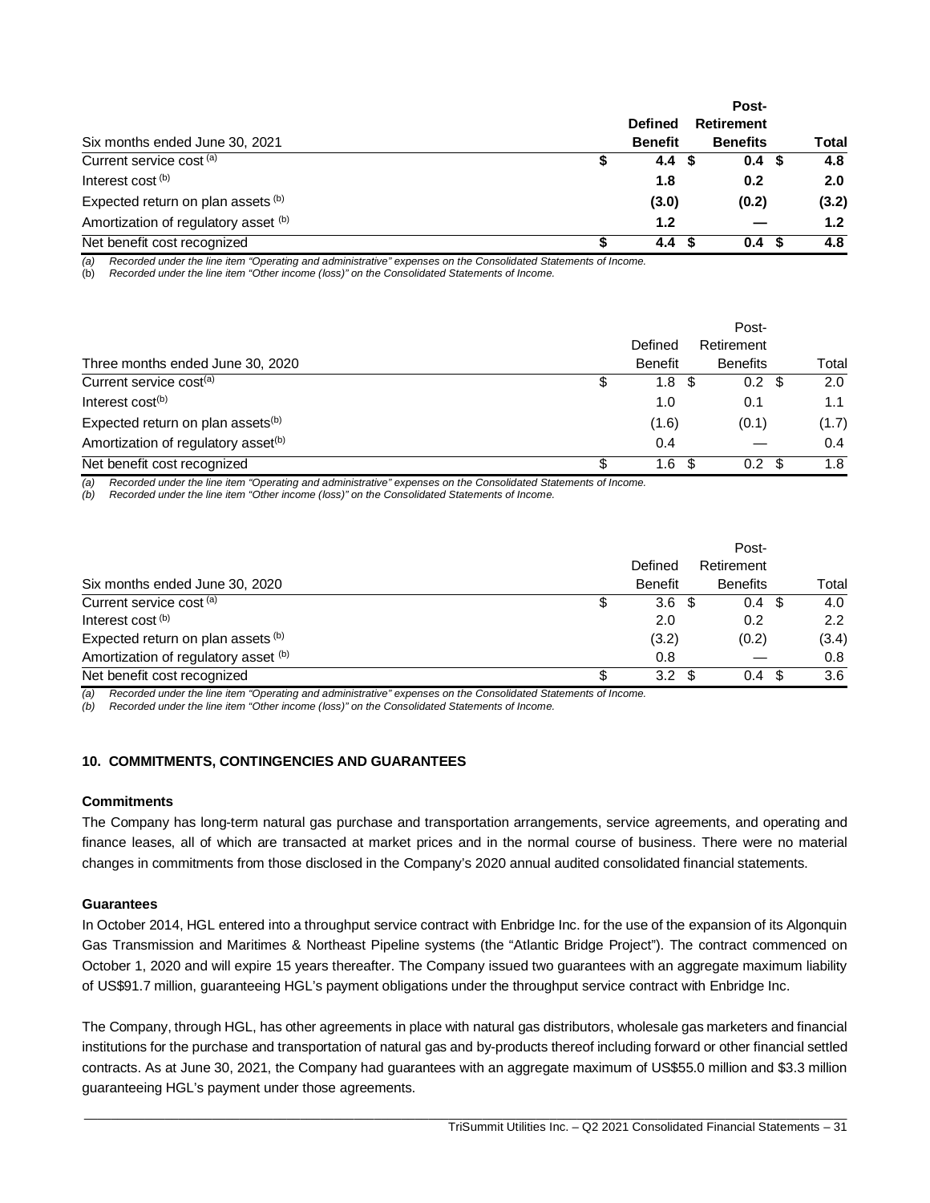| Six months ended June 30, 2021 | Defined Benefit | Post-Retirement Benefits | Total |
|---|---|---|---|
| Current service cost [(a)] | $ 4.4 | $ 0.4 | $ 4.8 |
| Interest cost [(b)] | 1.8 | 0.2 | 2.0 |
| Expected return on plan assets [(b)] | (3.0) | (0.2) | (3.2) |
| Amortization of regulatory asset [(b)] | 1.2 | — | 1.2 |
| Net benefit cost recognized | $ 4.4 | $ 0.4 | $ 4.8 |

*(a) Recorded under the line item "Operating and administrative" expenses on the Consolidated Statements of Income.*
*(b) Recorded under the line item "Other income (loss)" on the Consolidated Statements of Income.*

| Three months ended June 30, 2020 | Defined Benefit | Post-Retirement Benefits | Total |
|---|---|---|---|
| Current service cost[(a)] | $ 1.8 | $ 0.2 | $ 2.0 |
| Interest cost[(b)] | 1.0 | 0.1 | 1.1 |
| Expected return on plan assets[(b)] | (1.6) | (0.1) | (1.7) |
| Amortization of regulatory asset[(b)] | 0.4 | — | 0.4 |
| Net benefit cost recognized | $ 1.6 | $ 0.2 | $ 1.8 |

*(a) Recorded under the line item "Operating and administrative" expenses on the Consolidated Statements of Income.*
*(b) Recorded under the line item "Other income (loss)" on the Consolidated Statements of Income.*

| Six months ended June 30, 2020 | Defined Benefit | Post-Retirement Benefits | Total |
|---|---|---|---|
| Current service cost [(a)] | $ 3.6 | $ 0.4 | $ 4.0 |
| Interest cost [(b)] | 2.0 | 0.2 | 2.2 |
| Expected return on plan assets [(b)] | (3.2) | (0.2) | (3.4) |
| Amortization of regulatory asset [(b)] | 0.8 | — | 0.8 |
| Net benefit cost recognized | $ 3.2 | $ 0.4 | $ 3.6 |

*(a) Recorded under the line item "Operating and administrative" expenses on the Consolidated Statements of Income.*
*(b) Recorded under the line item "Other income (loss)" on the Consolidated Statements of Income.*

## 10. COMMITMENTS, CONTINGENCIES AND GUARANTEES

### Commitments

The Company has long-term natural gas purchase and transportation arrangements, service agreements, and operating and finance leases, all of which are transacted at market prices and in the normal course of business. There were no material changes in commitments from those disclosed in the Company's 2020 annual audited consolidated financial statements.

### Guarantees

In October 2014, HGL entered into a throughput service contract with Enbridge Inc. for the use of the expansion of its Algonquin Gas Transmission and Maritimes & Northeast Pipeline systems (the "Atlantic Bridge Project"). The contract commenced on October 1, 2020 and will expire 15 years thereafter. The Company issued two guarantees with an aggregate maximum liability of US$91.7 million, guaranteeing HGL's payment obligations under the throughput service contract with Enbridge Inc.

The Company, through HGL, has other agreements in place with natural gas distributors, wholesale gas marketers and financial institutions for the purchase and transportation of natural gas and by-products thereof including forward or other financial settled contracts. As at June 30, 2021, the Company had guarantees with an aggregate maximum of US$55.0 million and $3.3 million guaranteeing HGL's payment under those agreements.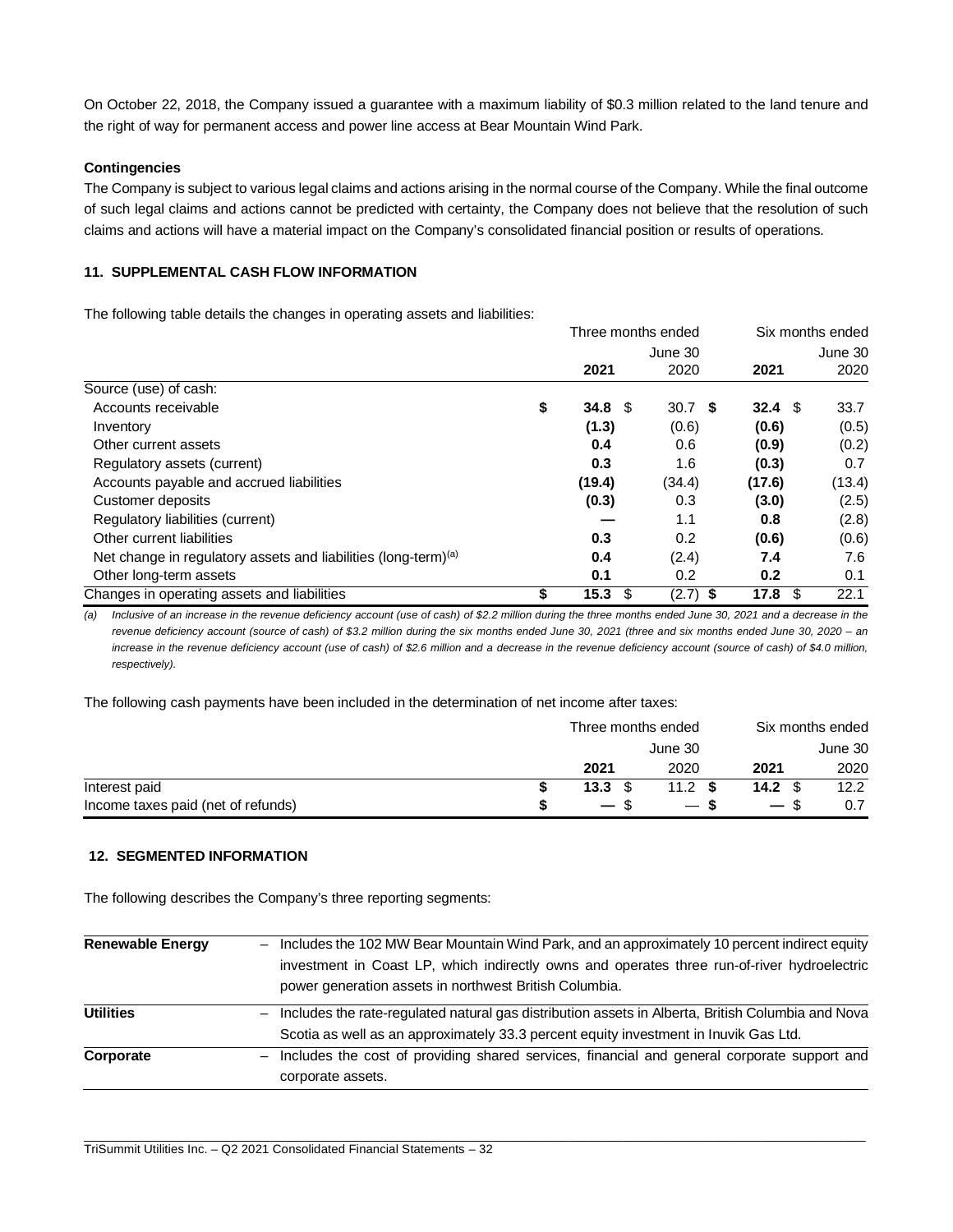On October 22, 2018, the Company issued a guarantee with a maximum liability of $0.3 million related to the land tenure and the right of way for permanent access and power line access at Bear Mountain Wind Park.

**Contingencies**

The Company is subject to various legal claims and actions arising in the normal course of the Company. While the final outcome of such legal claims and actions cannot be predicted with certainty, the Company does not believe that the resolution of such claims and actions will have a material impact on the Company's consolidated financial position or results of operations.

### 11. SUPPLEMENTAL CASH FLOW INFORMATION

The following table details the changes in operating assets and liabilities:

| | Three months ended June 30 | | Six months ended June 30 | |
|---|---|---|---|---|
| | **2021** | 2020 | **2021** | 2020 |
| Source (use) of cash: | | | | |
| Accounts receivable | **$ 34.8** | $ 30.7 | **$ 32.4** | $ 33.7 |
| Inventory | **(1.3)** | (0.6) | **(0.6)** | (0.5) |
| Other current assets | **0.4** | 0.6 | **(0.9)** | (0.2) |
| Regulatory assets (current) | **0.3** | 1.6 | **(0.3)** | 0.7 |
| Accounts payable and accrued liabilities | **(19.4)** | (34.4) | **(17.6)** | (13.4) |
| Customer deposits | **(0.3)** | 0.3 | **(3.0)** | (2.5) |
| Regulatory liabilities (current) | **—** | 1.1 | **0.8** | (2.8) |
| Other current liabilities | **0.3** | 0.2 | **(0.6)** | (0.6) |
| Net change in regulatory assets and liabilities (long-term)[(a)] | **0.4** | (2.4) | **7.4** | 7.6 |
| Other long-term assets | **0.1** | 0.2 | **0.2** | 0.1 |
| Changes in operating assets and liabilities | **$ 15.3** | $ (2.7) | **$ 17.8** | $ 22.1 |

*(a) Inclusive of an increase in the revenue deficiency account (use of cash) of $2.2 million during the three months ended June 30, 2021 and a decrease in the revenue deficiency account (source of cash) of $3.2 million during the six months ended June 30, 2021 (three and six months ended June 30, 2020 – an increase in the revenue deficiency account (use of cash) of $2.6 million and a decrease in the revenue deficiency account (source of cash) of $4.0 million, respectively).*

The following cash payments have been included in the determination of net income after taxes:

| | Three months ended June 30 | | Six months ended June 30 | |
|---|---|---|---|---|
| | **2021** | 2020 | **2021** | 2020 |
| Interest paid | **$ 13.3** | $ 11.2 | **$ 14.2** | $ 12.2 |
| Income taxes paid (net of refunds) | **$ —** | $ — | **$ —** | $ 0.7 |

### 12. SEGMENTED INFORMATION

The following describes the Company's three reporting segments:

| | |
|---|---|
| **Renewable Energy** | – Includes the 102 MW Bear Mountain Wind Park, and an approximately 10 percent indirect equity investment in Coast LP, which indirectly owns and operates three run-of-river hydroelectric power generation assets in northwest British Columbia. |
| **Utilities** | – Includes the rate-regulated natural gas distribution assets in Alberta, British Columbia and Nova Scotia as well as an approximately 33.3 percent equity investment in Inuvik Gas Ltd. |
| **Corporate** | – Includes the cost of providing shared services, financial and general corporate support and corporate assets. |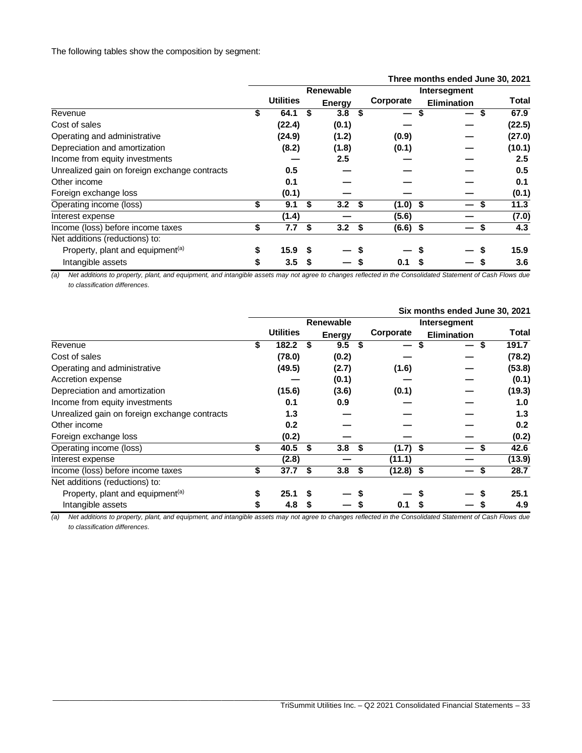The following tables show the composition by segment:

| | Three months ended June 30, 2021 | | | | |
|---|---|---|---|---|---|
| | Utilities | Renewable Energy | Corporate | Intersegment Elimination | Total |
| Revenue | $ 64.1 | $ 3.8 | $ — | $ — | $ 67.9 |
| Cost of sales | (22.4) | (0.1) | — | — | (22.5) |
| Operating and administrative | (24.9) | (1.2) | (0.9) | — | (27.0) |
| Depreciation and amortization | (8.2) | (1.8) | (0.1) | — | (10.1) |
| Income from equity investments | — | 2.5 | — | — | 2.5 |
| Unrealized gain on foreign exchange contracts | 0.5 | — | — | — | 0.5 |
| Other income | 0.1 | — | — | — | 0.1 |
| Foreign exchange loss | (0.1) | — | — | — | (0.1) |
| Operating income (loss) | $ 9.1 | $ 3.2 | $ (1.0) | $ — | $ 11.3 |
| Interest expense | (1.4) | — | (5.6) | — | (7.0) |
| Income (loss) before income taxes | $ 7.7 | $ 3.2 | $ (6.6) | $ — | $ 4.3 |
| Net additions (reductions) to: | | | | | |
| Property, plant and equipment[(a)] | $ 15.9 | $ — | $ — | $ — | $ 15.9 |
| Intangible assets | $ 3.5 | $ — | $ 0.1 | $ — | $ 3.6 |

*(a) Net additions to property, plant, and equipment, and intangible assets may not agree to changes reflected in the Consolidated Statement of Cash Flows due to classification differences.*

| | Six months ended June 30, 2021 | | | | |
|---|---|---|---|---|---|
| | Utilities | Renewable Energy | Corporate | Intersegment Elimination | Total |
| Revenue | $ 182.2 | $ 9.5 | $ — | $ — | $ 191.7 |
| Cost of sales | (78.0) | (0.2) | — | — | (78.2) |
| Operating and administrative | (49.5) | (2.7) | (1.6) | — | (53.8) |
| Accretion expense | — | (0.1) | — | — | (0.1) |
| Depreciation and amortization | (15.6) | (3.6) | (0.1) | — | (19.3) |
| Income from equity investments | 0.1 | 0.9 | — | — | 1.0 |
| Unrealized gain on foreign exchange contracts | 1.3 | — | — | — | 1.3 |
| Other income | 0.2 | — | — | — | 0.2 |
| Foreign exchange loss | (0.2) | — | — | — | (0.2) |
| Operating income (loss) | $ 40.5 | $ 3.8 | $ (1.7) | $ — | $ 42.6 |
| Interest expense | (2.8) | — | (11.1) | — | (13.9) |
| Income (loss) before income taxes | $ 37.7 | $ 3.8 | $ (12.8) | $ — | $ 28.7 |
| Net additions (reductions) to: | | | | | |
| Property, plant and equipment[(a)] | $ 25.1 | $ — | $ — | $ — | $ 25.1 |
| Intangible assets | $ 4.8 | $ — | $ 0.1 | $ — | $ 4.9 |

*(a) Net additions to property, plant, and equipment, and intangible assets may not agree to changes reflected in the Consolidated Statement of Cash Flows due to classification differences.*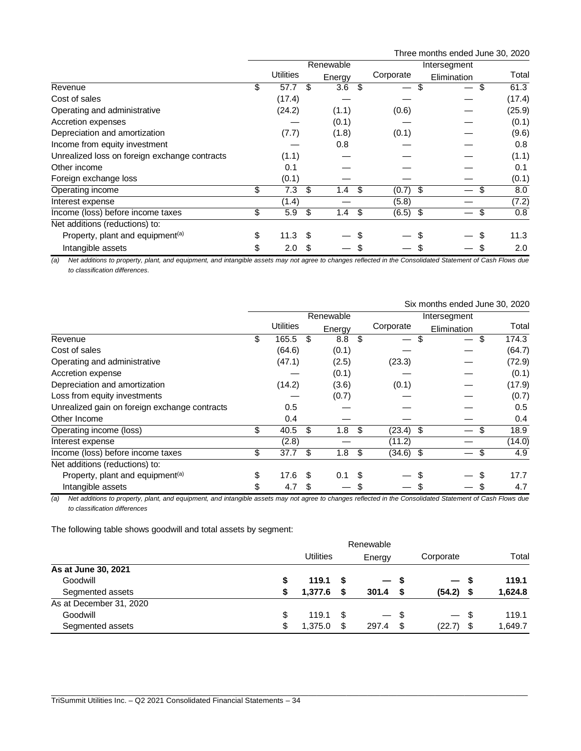| | Three months ended June 30, 2020 | | | | |
|---|---|---|---|---|---|
| | Utilities | Renewable Energy | Corporate | Intersegment Elimination | Total |
| Revenue | $ 57.7 | $ 3.6 | $ — | $ — | $ 61.3 |
| Cost of sales | (17.4) | — | — | — | (17.4) |
| Operating and administrative | (24.2) | (1.1) | (0.6) | — | (25.9) |
| Accretion expenses | — | (0.1) | — | — | (0.1) |
| Depreciation and amortization | (7.7) | (1.8) | (0.1) | — | (9.6) |
| Income from equity investment | — | 0.8 | — | — | 0.8 |
| Unrealized loss on foreign exchange contracts | (1.1) | — | — | — | (1.1) |
| Other income | 0.1 | — | — | — | 0.1 |
| Foreign exchange loss | (0.1) | — | — | — | (0.1) |
| Operating income | $ 7.3 | $ 1.4 | $ (0.7) | $ — | $ 8.0 |
| Interest expense | (1.4) | — | (5.8) | — | (7.2) |
| Income (loss) before income taxes | $ 5.9 | $ 1.4 | $ (6.5) | $ — | $ 0.8 |
| Net additions (reductions) to: | | | | | |
| Property, plant and equipment[(a)] | $ 11.3 | $ — | $ — | $ — | $ 11.3 |
| Intangible assets | $ 2.0 | $ — | $ — | $ — | $ 2.0 |

*(a) Net additions to property, plant, and equipment, and intangible assets may not agree to changes reflected in the Consolidated Statement of Cash Flows due to classification differences.*

| | Six months ended June 30, 2020 | | | | |
|---|---|---|---|---|---|
| | Utilities | Renewable Energy | Corporate | Intersegment Elimination | Total |
| Revenue | $ 165.5 | $ 8.8 | $ — | $ — | $ 174.3 |
| Cost of sales | (64.6) | (0.1) | — | — | (64.7) |
| Operating and administrative | (47.1) | (2.5) | (23.3) | — | (72.9) |
| Accretion expense | — | (0.1) | — | — | (0.1) |
| Depreciation and amortization | (14.2) | (3.6) | (0.1) | — | (17.9) |
| Loss from equity investments | — | (0.7) | — | — | (0.7) |
| Unrealized gain on foreign exchange contracts | 0.5 | — | — | — | 0.5 |
| Other Income | 0.4 | — | — | — | 0.4 |
| Operating income (loss) | $ 40.5 | $ 1.8 | $ (23.4) | $ — | $ 18.9 |
| Interest expense | (2.8) | — | (11.2) | — | (14.0) |
| Income (loss) before income taxes | $ 37.7 | $ 1.8 | $ (34.6) | $ — | $ 4.9 |
| Net additions (reductions) to: | | | | | |
| Property, plant and equipment[(a)] | $ 17.6 | $ 0.1 | $ — | $ — | $ 17.7 |
| Intangible assets | $ 4.7 | $ — | $ — | $ — | $ 4.7 |

*(a) Net additions to property, plant, and equipment, and intangible assets may not agree to changes reflected in the Consolidated Statement of Cash Flows due to classification differences*

The following table shows goodwill and total assets by segment:

| | Utilities | Renewable Energy | Corporate | Total |
|---|---|---|---|---|
| **As at June 30, 2021** | | | | |
| Goodwill | **$ 119.1** | **$ —** | **$ —** | **$ 119.1** |
| Segmented assets | **$ 1,377.6** | **$ 301.4** | **$ (54.2)** | **$ 1,624.8** |
| As at December 31, 2020 | | | | |
| Goodwill | $ 119.1 | $ — | $ — | $ 119.1 |
| Segmented assets | $ 1,375.0 | $ 297.4 | $ (22.7) | $ 1,649.7 |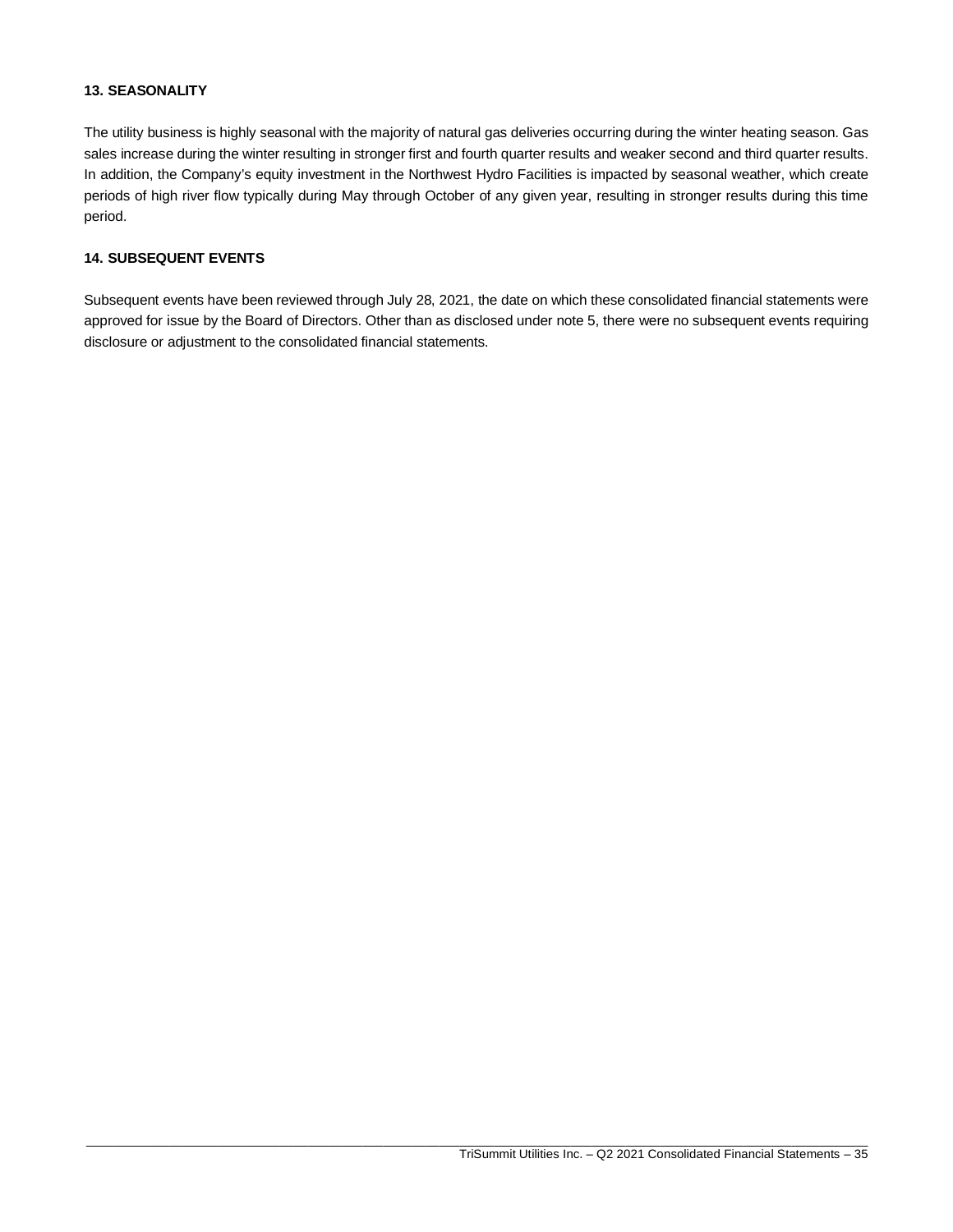### 13. SEASONALITY

The utility business is highly seasonal with the majority of natural gas deliveries occurring during the winter heating season. Gas sales increase during the winter resulting in stronger first and fourth quarter results and weaker second and third quarter results. In addition, the Company's equity investment in the Northwest Hydro Facilities is impacted by seasonal weather, which create periods of high river flow typically during May through October of any given year, resulting in stronger results during this time period.

### 14. SUBSEQUENT EVENTS

Subsequent events have been reviewed through July 28, 2021, the date on which these consolidated financial statements were approved for issue by the Board of Directors. Other than as disclosed under note 5, there were no subsequent events requiring disclosure or adjustment to the consolidated financial statements.